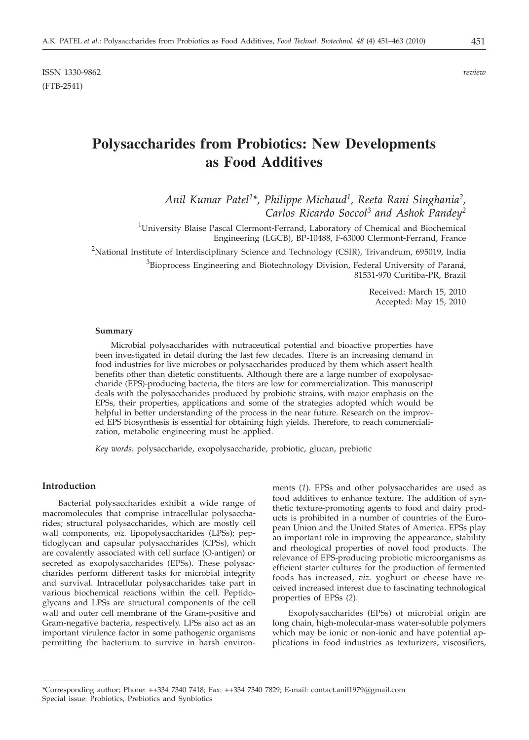ISSN 1330-9862 *review*
(FTB-2541)

# Polysaccharides from Probiotics: New Developments as Food Additives

*Anil Kumar Patel[1]\*, Philippe Michaud[1], Reeta Rani Singhania[2], Carlos Ricardo Soccol[3] and Ashok Pandey[2]*

[1]University Blaise Pascal Clermont-Ferrand, Laboratory of Chemical and Biochemical Engineering (LGCB), BP-10488, F-63000 Clermont-Ferrand, France

[2]National Institute of Interdisciplinary Science and Technology (CSIR), Trivandrum, 695019, India

[3]Bioprocess Engineering and Biotechnology Division, Federal University of Paraná, 81531-970 Curitiba-PR, Brazil

Received: March 15, 2010
Accepted: May 15, 2010

#### Summary

Microbial polysaccharides with nutraceutical potential and bioactive properties have been investigated in detail during the last few decades. There is an increasing demand in food industries for live microbes or polysaccharides produced by them which assert health benefits other than dietetic constituents. Although there are a large number of exopolysaccharide (EPS)-producing bacteria, the titers are low for commercialization. This manuscript deals with the polysaccharides produced by probiotic strains, with major emphasis on the EPSs, their properties, applications and some of the strategies adopted which would be helpful in better understanding of the process in the near future. Research on the improved EPS biosynthesis is essential for obtaining high yields. Therefore, to reach commercialization, metabolic engineering must be applied.

*Key words:* polysaccharide, exopolysaccharide, probiotic, glucan, prebiotic

## Introduction

Bacterial polysaccharides exhibit a wide range of macromolecules that comprise intracellular polysaccharides; structural polysaccharides, which are mostly cell wall components, *viz.* lipopolysaccharides (LPSs); peptidoglycan and capsular polysaccharides (CPSs), which are covalently associated with cell surface (O-antigen) or secreted as exopolysaccharides (EPSs). These polysaccharides perform different tasks for microbial integrity and survival. Intracellular polysaccharides take part in various biochemical reactions within the cell. Peptidoglycans and LPSs are structural components of the cell wall and outer cell membrane of the Gram-positive and Gram-negative bacteria, respectively. LPSs also act as an important virulence factor in some pathogenic organisms permitting the bacterium to survive in harsh environments (*1*). EPSs and other polysaccharides are used as food additives to enhance texture. The addition of synthetic texture-promoting agents to food and dairy products is prohibited in a number of countries of the European Union and the United States of America. EPSs play an important role in improving the appearance, stability and rheological properties of novel food products. The relevance of EPS-producing probiotic microorganisms as efficient starter cultures for the production of fermented foods has increased, *viz.* yoghurt or cheese have received increased interest due to fascinating technological properties of EPSs (*2*).

Exopolysaccharides (EPSs) of microbial origin are long chain, high-molecular-mass water-soluble polymers which may be ionic or non-ionic and have potential applications in food industries as texturizers, viscosifiers,

\*Corresponding author; Phone: ++334 7340 7418; Fax: ++334 7340 7829; E-mail: contact.anil1979@gmail.com
Special issue: Probiotics, Prebiotics and Synbiotics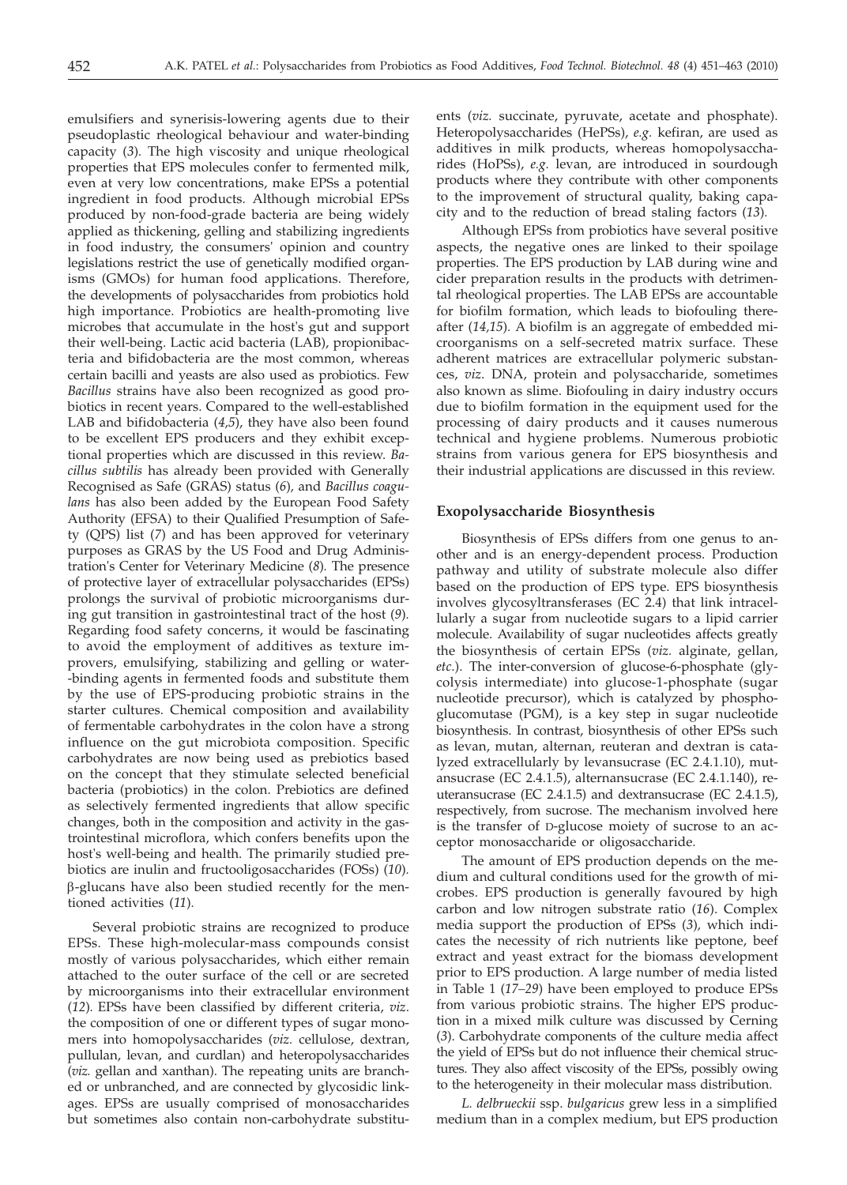emulsifiers and synerisis-lowering agents due to their pseudoplastic rheological behaviour and water-binding capacity (*3*). The high viscosity and unique rheological properties that EPS molecules confer to fermented milk, even at very low concentrations, make EPSs a potential ingredient in food products. Although microbial EPSs produced by non-food-grade bacteria are being widely applied as thickening, gelling and stabilizing ingredients in food industry, the consumers' opinion and country legislations restrict the use of genetically modified organisms (GMOs) for human food applications. Therefore, the developments of polysaccharides from probiotics hold high importance. Probiotics are health-promoting live microbes that accumulate in the host's gut and support their well-being. Lactic acid bacteria (LAB), propionibacteria and bifidobacteria are the most common, whereas certain bacilli and yeasts are also used as probiotics. Few *Bacillus* strains have also been recognized as good probiotics in recent years. Compared to the well-established LAB and bifidobacteria (*4,5*), they have also been found to be excellent EPS producers and they exhibit exceptional properties which are discussed in this review. *Bacillus subtilis* has already been provided with Generally Recognised as Safe (GRAS) status (*6*), and *Bacillus coagulans* has also been added by the European Food Safety Authority (EFSA) to their Qualified Presumption of Safety (QPS) list (*7*) and has been approved for veterinary purposes as GRAS by the US Food and Drug Administration's Center for Veterinary Medicine (*8*). The presence of protective layer of extracellular polysaccharides (EPSs) prolongs the survival of probiotic microorganisms during gut transition in gastrointestinal tract of the host (*9*). Regarding food safety concerns, it would be fascinating to avoid the employment of additives as texture improvers, emulsifying, stabilizing and gelling or water-binding agents in fermented foods and substitute them by the use of EPS-producing probiotic strains in the starter cultures. Chemical composition and availability of fermentable carbohydrates in the colon have a strong influence on the gut microbiota composition. Specific carbohydrates are now being used as prebiotics based on the concept that they stimulate selected beneficial bacteria (probiotics) in the colon. Prebiotics are defined as selectively fermented ingredients that allow specific changes, both in the composition and activity in the gastrointestinal microflora, which confers benefits upon the host's well-being and health. The primarily studied prebiotics are inulin and fructooligosaccharides (FOSs) (*10*). β-glucans have also been studied recently for the mentioned activities (*11*).

Several probiotic strains are recognized to produce EPSs. These high-molecular-mass compounds consist mostly of various polysaccharides, which either remain attached to the outer surface of the cell or are secreted by microorganisms into their extracellular environment (*12*). EPSs have been classified by different criteria, *viz*. the composition of one or different types of sugar monomers into homopolysaccharides (*viz.* cellulose, dextran, pullulan, levan, and curdlan) and heteropolysaccharides (*viz.* gellan and xanthan). The repeating units are branched or unbranched, and are connected by glycosidic linkages. EPSs are usually comprised of monosaccharides but sometimes also contain non-carbohydrate substituents (*viz.* succinate, pyruvate, acetate and phosphate). Heteropolysaccharides (HePSs), *e.g.* kefiran, are used as additives in milk products, whereas homopolysaccharides (HoPSs), *e.g.* levan, are introduced in sourdough products where they contribute with other components to the improvement of structural quality, baking capacity and to the reduction of bread staling factors (*13*).

Although EPSs from probiotics have several positive aspects, the negative ones are linked to their spoilage properties. The EPS production by LAB during wine and cider preparation results in the products with detrimental rheological properties. The LAB EPSs are accountable for biofilm formation, which leads to biofouling thereafter (*14,15*). A biofilm is an aggregate of embedded microorganisms on a self-secreted matrix surface. These adherent matrices are extracellular polymeric substances, *viz*. DNA, protein and polysaccharide, sometimes also known as slime. Biofouling in dairy industry occurs due to biofilm formation in the equipment used for the processing of dairy products and it causes numerous technical and hygiene problems. Numerous probiotic strains from various genera for EPS biosynthesis and their industrial applications are discussed in this review.

## Exopolysaccharide Biosynthesis

Biosynthesis of EPSs differs from one genus to another and is an energy-dependent process. Production pathway and utility of substrate molecule also differ based on the production of EPS type. EPS biosynthesis involves glycosyltransferases (EC 2.4) that link intracellularly a sugar from nucleotide sugars to a lipid carrier molecule. Availability of sugar nucleotides affects greatly the biosynthesis of certain EPSs (*viz.* alginate, gellan, *etc.*). The inter-conversion of glucose-6-phosphate (glycolysis intermediate) into glucose-1-phosphate (sugar nucleotide precursor), which is catalyzed by phosphoglucomutase (PGM), is a key step in sugar nucleotide biosynthesis. In contrast, biosynthesis of other EPSs such as levan, mutan, alternan, reuteran and dextran is catalyzed extracellularly by levansucrase (EC 2.4.1.10), mutansucrase (EC 2.4.1.5), alternansucrase (EC 2.4.1.140), reuteransucrase (EC 2.4.1.5) and dextransucrase (EC 2.4.1.5), respectively, from sucrose. The mechanism involved here is the transfer of D-glucose moiety of sucrose to an acceptor monosaccharide or oligosaccharide.

The amount of EPS production depends on the medium and cultural conditions used for the growth of microbes. EPS production is generally favoured by high carbon and low nitrogen substrate ratio (*16*). Complex media support the production of EPSs (*3*), which indicates the necessity of rich nutrients like peptone, beef extract and yeast extract for the biomass development prior to EPS production. A large number of media listed in Table 1 (*17–29*) have been employed to produce EPSs from various probiotic strains. The higher EPS production in a mixed milk culture was discussed by Cerning (*3*). Carbohydrate components of the culture media affect the yield of EPSs but do not influence their chemical structures. They also affect viscosity of the EPSs, possibly owing to the heterogeneity in their molecular mass distribution.

*L. delbrueckii* ssp. *bulgaricus* grew less in a simplified medium than in a complex medium, but EPS production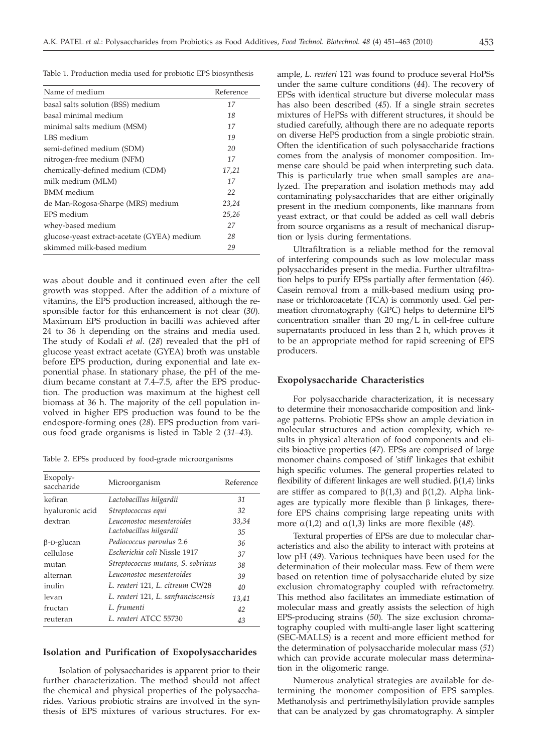Table 1. Production media used for probiotic EPS biosynthesis

| Name of medium | Reference |
|---|---|
| basal salts solution (BSS) medium | 17 |
| basal minimal medium | 18 |
| minimal salts medium (MSM) | 17 |
| LBS medium | 19 |
| semi-defined medium (SDM) | 20 |
| nitrogen-free medium (NFM) | 17 |
| chemically-defined medium (CDM) | 17,21 |
| milk medium (MLM) | 17 |
| BMM medium | 22 |
| de Man-Rogosa-Sharpe (MRS) medium | 23,24 |
| EPS medium | 25,26 |
| whey-based medium | 27 |
| glucose-yeast extract-acetate (GYEA) medium | 28 |
| skimmed milk-based medium | 29 |

was about double and it continued even after the cell growth was stopped. After the addition of a mixture of vitamins, the EPS production increased, although the responsible factor for this enhancement is not clear (*30*). Maximum EPS production in bacilli was achieved after 24 to 36 h depending on the strains and media used. The study of Kodali *et al*. (*28*) revealed that the pH of glucose yeast extract acetate (GYEA) broth was unstable before EPS production, during exponential and late exponential phase. In stationary phase, the pH of the medium became constant at 7.4–7.5, after the EPS production. The production was maximum at the highest cell biomass at 36 h. The majority of the cell population involved in higher EPS production was found to be the endospore-forming ones (*28*). EPS production from various food grade organisms is listed in Table 2 (*31–43*).

Table 2. EPSs produced by food-grade microorganisms

| Exopolysaccharide | Microorganism | Reference |
|---|---|---|
| kefiran | *Lactobacillus hilgardii* | 31 |
| hyaluronic acid | *Streptococcus equi* | 32 |
| dextran | *Leuconostoc mesenteroides* | 33,34 |
| | *Lactobacillus hilgardii* | 35 |
| β-D-glucan | *Pediococcus parvulus* 2.6 | 36 |
| cellulose | *Escherichia coli* Nissle 1917 | 37 |
| mutan | *Streptococcus mutans, S. sobrinus* | 38 |
| alternan | *Leuconostoc mesenteroides* | 39 |
| inulin | *L. reuteri* 121, *L. citreum* CW28 | 40 |
| levan | *L. reuteri* 121, *L. sanfranciscensis* | 13,41 |
| fructan | *L. frumenti* | 42 |
| reuteran | *L. reuteri* ATCC 55730 | 43 |

## Isolation and Purification of Exopolysaccharides

Isolation of polysaccharides is apparent prior to their further characterization. The method should not affect the chemical and physical properties of the polysaccharides. Various probiotic strains are involved in the synthesis of EPS mixtures of various structures. For example, *L. reuteri* 121 was found to produce several HoPSs under the same culture conditions (*44*). The recovery of EPSs with identical structure but diverse molecular mass has also been described (*45*). If a single strain secretes mixtures of HePSs with different structures, it should be studied carefully, although there are no adequate reports on diverse HePS production from a single probiotic strain. Often the identification of such polysaccharide fractions comes from the analysis of monomer composition. Immense care should be paid when interpreting such data. This is particularly true when small samples are analyzed. The preparation and isolation methods may add contaminating polysaccharides that are either originally present in the medium components, like mannans from yeast extract, or that could be added as cell wall debris from source organisms as a result of mechanical disruption or lysis during fermentations.

Ultrafiltration is a reliable method for the removal of interfering compounds such as low molecular mass polysaccharides present in the media. Further ultrafiltration helps to purify EPSs partially after fermentation (*46*). Casein removal from a milk-based medium using pronase or trichloroacetate (TCA) is commonly used. Gel permeation chromatography (GPC) helps to determine EPS concentration smaller than 20 mg/L in cell-free culture supernatants produced in less than 2 h, which proves it to be an appropriate method for rapid screening of EPS producers.

## Exopolysaccharide Characteristics

For polysaccharide characterization, it is necessary to determine their monosaccharide composition and linkage patterns. Probiotic EPSs show an ample deviation in molecular structures and action complexity, which results in physical alteration of food components and elicits bioactive properties (*47*). EPSs are comprised of large monomer chains composed of 'stiff' linkages that exhibit high specific volumes. The general properties related to flexibility of different linkages are well studied. β(1,4) links are stiffer as compared to β(1,3) and β(1,2). Alpha linkages are typically more flexible than β linkages, therefore EPS chains comprising large repeating units with more α(1,2) and α(1,3) links are more flexible (*48*).

Textural properties of EPSs are due to molecular characteristics and also the ability to interact with proteins at low pH (*49*). Various techniques have been used for the determination of their molecular mass. Few of them were based on retention time of polysaccharide eluted by size exclusion chromatography coupled with refractometry. This method also facilitates an immediate estimation of molecular mass and greatly assists the selection of high EPS-producing strains (*50*). The size exclusion chromatography coupled with multi-angle laser light scattering (SEC-MALLS) is a recent and more efficient method for the determination of polysaccharide molecular mass (*51*) which can provide accurate molecular mass determination in the oligomeric range.

Numerous analytical strategies are available for determining the monomer composition of EPS samples. Methanolysis and pertrimethylsilylation provide samples that can be analyzed by gas chromatography. A simpler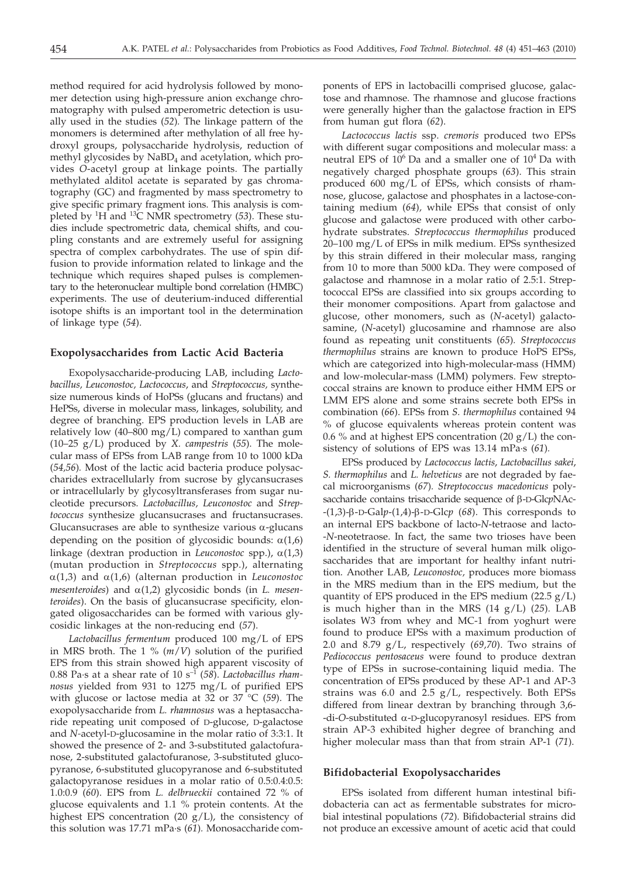method required for acid hydrolysis followed by monomer detection using high-pressure anion exchange chromatography with pulsed amperometric detection is usually used in the studies (*52*). The linkage pattern of the monomers is determined after methylation of all free hydroxyl groups, polysaccharide hydrolysis, reduction of methyl glycosides by $NaBD_4$ and acetylation, which provides *O*-acetyl group at linkage points. The partially methylated alditol acetate is separated by gas chromatography (GC) and fragmented by mass spectrometry to give specific primary fragment ions. This analysis is completed by $^1$H and $^{13}$C NMR spectrometry (*53*). These studies include spectrometric data, chemical shifts, and coupling constants and are extremely useful for assigning spectra of complex carbohydrates. The use of spin diffusion to provide information related to linkage and the technique which requires shaped pulses is complementary to the heteronuclear multiple bond correlation (HMBC) experiments. The use of deuterium-induced differential isotope shifts is an important tool in the determination of linkage type (*54*).

## Exopolysaccharides from Lactic Acid Bacteria

Exopolysaccharide-producing LAB, including *Lactobacillus*, *Leuconostoc*, *Lactococcus*, and *Streptococcus*, synthesize numerous kinds of HoPSs (glucans and fructans) and HePSs, diverse in molecular mass, linkages, solubility, and degree of branching. EPS production levels in LAB are relatively low (40–800 mg/L) compared to xanthan gum (10–25 g/L) produced by *X. campestris* (*55*). The molecular mass of EPSs from LAB range from 10 to 1000 kDa (*54,56*). Most of the lactic acid bacteria produce polysaccharides extracellularly from sucrose by glycansucrases or intracellularly by glycosyltransferases from sugar nucleotide precursors. *Lactobacillus*, *Leuconostoc* and *Streptococcus* synthesize glucansucrases and fructansucrases. Glucansucrases are able to synthesize various α-glucans depending on the position of glycosidic bounds: α(1,6) linkage (dextran production in *Leuconostoc* spp.), α(1,3) (mutan production in *Streptococcus* spp.), alternating α(1,3) and α(1,6) (alternan production in *Leuconostoc mesenteroides*) and α(1,2) glycosidic bonds (in *L. mesenteroides*). On the basis of glucansucrase specificity, elongated oligosaccharides can be formed with various glycosidic linkages at the non-reducing end (*57*).

*Lactobacillus fermentum* produced 100 mg/L of EPS in MRS broth. The 1 % (*m*/*V*) solution of the purified EPS from this strain showed high apparent viscosity of 0.88 Pa·s at a shear rate of 10 s$^{-1}$ (*58*). *Lactobacillus rhamnosus* yielded from 931 to 1275 mg/L of purified EPS with glucose or lactose media at 32 or 37 °C (*59*). The exopolysaccharide from *L. rhamnosus* was a heptasaccharide repeating unit composed of D-glucose, D-galactose and *N*-acetyl-D-glucosamine in the molar ratio of 3:3:1. It showed the presence of 2- and 3-substituted galactofuranose, 2-substituted galactofuranose, 3-substituted glucopyranose, 6-substituted glucopyranose and 6-substituted galactopyranose residues in a molar ratio of 0.5:0.4:0.5: 1.0:0.9 (*60*). EPS from *L. delbrueckii* contained 72 % of glucose equivalents and 1.1 % protein contents. At the highest EPS concentration (20 g/L), the consistency of this solution was 17.71 mPa·s (*61*). Monosaccharide components of EPS in lactobacilli comprised glucose, galactose and rhamnose. The rhamnose and glucose fractions were generally higher than the galactose fraction in EPS from human gut flora (*62*).

*Lactococcus lactis* ssp. *cremoris* produced two EPSs with different sugar compositions and molecular mass: a neutral EPS of 10$^6$ Da and a smaller one of 10$^4$ Da with negatively charged phosphate groups (*63*). This strain produced 600 mg/L of EPSs, which consists of rhamnose, glucose, galactose and phosphates in a lactose-containing medium (*64*), while EPSs that consist of only glucose and galactose were produced with other carbohydrate substrates. *Streptococcus thermophilus* produced 20–100 mg/L of EPSs in milk medium. EPSs synthesized by this strain differed in their molecular mass, ranging from 10 to more than 5000 kDa. They were composed of galactose and rhamnose in a molar ratio of 2.5:1. Streptococcal EPSs are classified into six groups according to their monomer compositions. Apart from galactose and glucose, other monomers, such as (*N*-acetyl) galactosamine, (*N*-acetyl) glucosamine and rhamnose are also found as repeating unit constituents (*65*). *Streptococcus thermophilus* strains are known to produce HoPS EPSs, which are categorized into high-molecular-mass (HMM) and low-molecular-mass (LMM) polymers. Few streptococcal strains are known to produce either HMM EPS or LMM EPS alone and some strains secrete both EPSs in combination (*66*). EPSs from *S. thermophilus* contained 94 % of glucose equivalents whereas protein content was 0.6 % and at highest EPS concentration (20 g/L) the consistency of solutions of EPS was 13.14 mPa·s (*61*).

EPSs produced by *Lactococcus lactis*, *Lactobacillus sakei*, *S. thermophilus* and *L. helveticus* are not degraded by faecal microorganisms (*67*). *Streptococcus macedonicus* polysaccharide contains trisaccharide sequence of β-D-Glc*p*NAc-(1,3)-β-D-Gal*p*-(1,4)-β-D-Glc*p* (*68*). This corresponds to an internal EPS backbone of lacto-*N*-tetraose and lacto-*N*-neotetraose. In fact, the same two trioses have been identified in the structure of several human milk oligosaccharides that are important for healthy infant nutrition. Another LAB, *Leuconostoc*, produces more biomass in the MRS medium than in the EPS medium, but the quantity of EPS produced in the EPS medium (22.5 g/L) is much higher than in the MRS (14 g/L) (*25*). LAB isolates W3 from whey and MC-1 from yoghurt were found to produce EPSs with a maximum production of 2.0 and 8.79 g/L, respectively (*69,70*). Two strains of *Pediococcus pentosaceus* were found to produce dextran type of EPSs in sucrose-containing liquid media. The concentration of EPSs produced by these AP-1 and AP-3 strains was 6.0 and 2.5 g/L, respectively. Both EPSs differed from linear dextran by branching through 3,6-di-*O*-substituted α-D-glucopyranosyl residues. EPS from strain AP-3 exhibited higher degree of branching and higher molecular mass than that from strain AP-1 (*71*).

## Bifidobacterial Exopolysaccharides

EPSs isolated from different human intestinal bifidobacteria can act as fermentable substrates for microbial intestinal populations (*72*). Bifidobacterial strains did not produce an excessive amount of acetic acid that could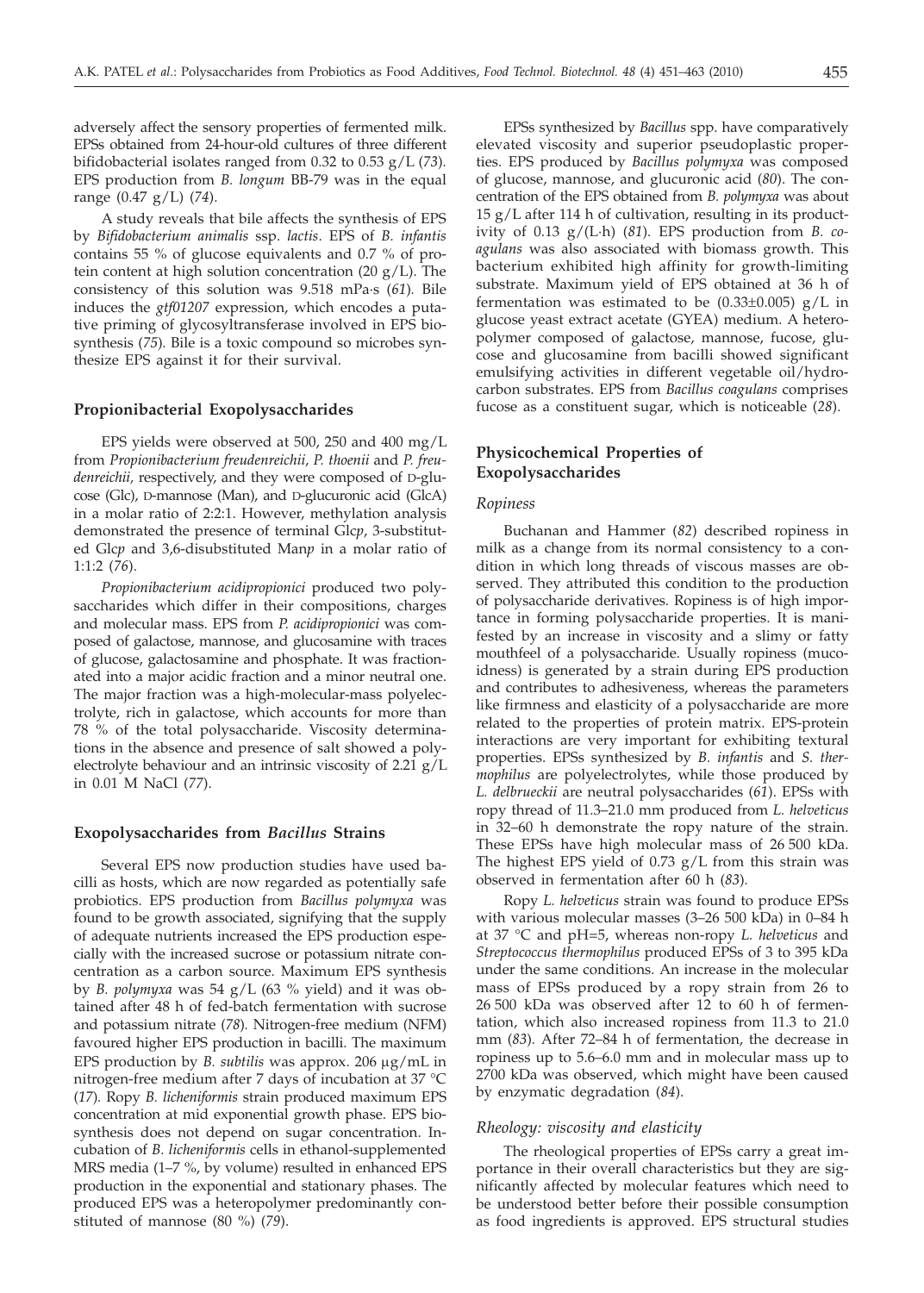adversely affect the sensory properties of fermented milk. EPSs obtained from 24-hour-old cultures of three different bifidobacterial isolates ranged from 0.32 to 0.53 g/L (*73*). EPS production from *B. longum* BB-79 was in the equal range (0.47 g/L) (*74*).

A study reveals that bile affects the synthesis of EPS by *Bifidobacterium animalis* ssp. *lactis*. EPS of *B. infantis* contains 55 % of glucose equivalents and 0.7 % of protein content at high solution concentration (20 g/L). The consistency of this solution was 9.518 mPa·s (*61*). Bile induces the *gtf01207* expression, which encodes a putative priming of glycosyltransferase involved in EPS biosynthesis (*75*). Bile is a toxic compound so microbes synthesize EPS against it for their survival.

## Propionibacterial Exopolysaccharides

EPS yields were observed at 500, 250 and 400 mg/L from *Propionibacterium freudenreichii, P. thoenii* and *P. freudenreichii*, respectively, and they were composed of D-glucose (Glc), D-mannose (Man), and D-glucuronic acid (GlcA) in a molar ratio of 2:2:1. However, methylation analysis demonstrated the presence of terminal Glc*p*, 3-substituted Glc*p* and 3,6-disubstituted Man*p* in a molar ratio of 1:1:2 (*76*).

*Propionibacterium acidipropionici* produced two polysaccharides which differ in their compositions, charges and molecular mass. EPS from *P. acidipropionici* was composed of galactose, mannose, and glucosamine with traces of glucose, galactosamine and phosphate. It was fractionated into a major acidic fraction and a minor neutral one. The major fraction was a high-molecular-mass polyelectrolyte, rich in galactose, which accounts for more than 78 % of the total polysaccharide. Viscosity determinations in the absence and presence of salt showed a polyelectrolyte behaviour and an intrinsic viscosity of 2.21 g/L in 0.01 M NaCl (*77*).

## Exopolysaccharides from *Bacillus* Strains

Several EPS now production studies have used bacilli as hosts, which are now regarded as potentially safe probiotics. EPS production from *Bacillus polymyxa* was found to be growth associated, signifying that the supply of adequate nutrients increased the EPS production especially with the increased sucrose or potassium nitrate concentration as a carbon source. Maximum EPS synthesis by *B. polymyxa* was 54 g/L (63 % yield) and it was obtained after 48 h of fed-batch fermentation with sucrose and potassium nitrate (*78*). Nitrogen-free medium (NFM) favoured higher EPS production in bacilli. The maximum EPS production by *B. subtilis* was approx. 206 μg/mL in nitrogen-free medium after 7 days of incubation at 37 °C (*17*). Ropy *B. licheniformis* strain produced maximum EPS concentration at mid exponential growth phase. EPS biosynthesis does not depend on sugar concentration. Incubation of *B. licheniformis* cells in ethanol-supplemented MRS media (1–7 %, by volume) resulted in enhanced EPS production in the exponential and stationary phases. The produced EPS was a heteropolymer predominantly constituted of mannose (80 %) (*79*).

EPSs synthesized by *Bacillus* spp. have comparatively elevated viscosity and superior pseudoplastic properties. EPS produced by *Bacillus polymyxa* was composed of glucose, mannose, and glucuronic acid (*80*). The concentration of the EPS obtained from *B. polymyxa* was about 15 g/L after 114 h of cultivation, resulting in its productivity of 0.13 g/(L·h) (*81*). EPS production from *B. coagulans* was also associated with biomass growth. This bacterium exhibited high affinity for growth-limiting substrate. Maximum yield of EPS obtained at 36 h of fermentation was estimated to be (0.33±0.005) g/L in glucose yeast extract acetate (GYEA) medium. A heteropolymer composed of galactose, mannose, fucose, glucose and glucosamine from bacilli showed significant emulsifying activities in different vegetable oil/hydrocarbon substrates. EPS from *Bacillus coagulans* comprises fucose as a constituent sugar, which is noticeable (*28*).

## Physicochemical Properties of Exopolysaccharides

### Ropiness

Buchanan and Hammer (*82*) described ropiness in milk as a change from its normal consistency to a condition in which long threads of viscous masses are observed. They attributed this condition to the production of polysaccharide derivatives. Ropiness is of high importance in forming polysaccharide properties. It is manifested by an increase in viscosity and a slimy or fatty mouthfeel of a polysaccharide. Usually ropiness (mucoidness) is generated by a strain during EPS production and contributes to adhesiveness, whereas the parameters like firmness and elasticity of a polysaccharide are more related to the properties of protein matrix. EPS-protein interactions are very important for exhibiting textural properties. EPSs synthesized by *B. infantis* and *S. thermophilus* are polyelectrolytes, while those produced by *L. delbrueckii* are neutral polysaccharides (*61*). EPSs with ropy thread of 11.3–21.0 mm produced from *L. helveticus* in 32–60 h demonstrate the ropy nature of the strain. These EPSs have high molecular mass of 26 500 kDa. The highest EPS yield of 0.73 g/L from this strain was observed in fermentation after 60 h (*83*).

Ropy *L. helveticus* strain was found to produce EPSs with various molecular masses (3–26 500 kDa) in 0–84 h at 37 °C and pH=5, whereas non-ropy *L. helveticus* and *Streptococcus thermophilus* produced EPSs of 3 to 395 kDa under the same conditions. An increase in the molecular mass of EPSs produced by a ropy strain from 26 to 26 500 kDa was observed after 12 to 60 h of fermentation, which also increased ropiness from 11.3 to 21.0 mm (*83*). After 72–84 h of fermentation, the decrease in ropiness up to 5.6–6.0 mm and in molecular mass up to 2700 kDa was observed, which might have been caused by enzymatic degradation (*84*).

### Rheology: viscosity and elasticity

The rheological properties of EPSs carry a great importance in their overall characteristics but they are significantly affected by molecular features which need to be understood better before their possible consumption as food ingredients is approved. EPS structural studies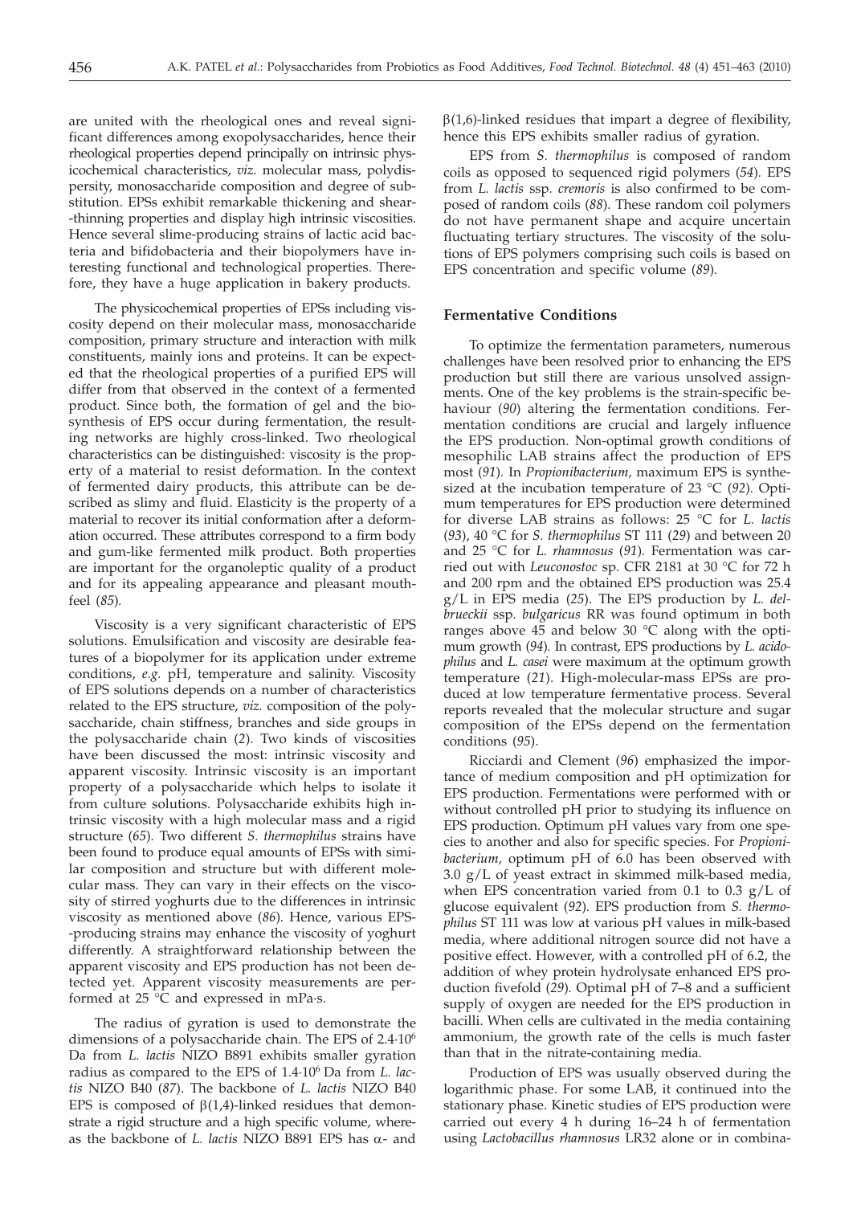are united with the rheological ones and reveal significant differences among exopolysaccharides, hence their rheological properties depend principally on intrinsic physicochemical characteristics, *viz.* molecular mass, polydispersity, monosaccharide composition and degree of substitution. EPSs exhibit remarkable thickening and shear-thinning properties and display high intrinsic viscosities. Hence several slime-producing strains of lactic acid bacteria and bifidobacteria and their biopolymers have interesting functional and technological properties. Therefore, they have a huge application in bakery products.

The physicochemical properties of EPSs including viscosity depend on their molecular mass, monosaccharide composition, primary structure and interaction with milk constituents, mainly ions and proteins. It can be expected that the rheological properties of a purified EPS will differ from that observed in the context of a fermented product. Since both, the formation of gel and the biosynthesis of EPS occur during fermentation, the resulting networks are highly cross-linked. Two rheological characteristics can be distinguished: viscosity is the property of a material to resist deformation. In the context of fermented dairy products, this attribute can be described as slimy and fluid. Elasticity is the property of a material to recover its initial conformation after a deformation occurred. These attributes correspond to a firm body and gum-like fermented milk product. Both properties are important for the organoleptic quality of a product and for its appealing appearance and pleasant mouthfeel (*85*).

Viscosity is a very significant characteristic of EPS solutions. Emulsification and viscosity are desirable features of a biopolymer for its application under extreme conditions, *e.g.* pH, temperature and salinity. Viscosity of EPS solutions depends on a number of characteristics related to the EPS structure, *viz.* composition of the polysaccharide, chain stiffness, branches and side groups in the polysaccharide chain (*2*). Two kinds of viscosities have been discussed the most: intrinsic viscosity and apparent viscosity. Intrinsic viscosity is an important property of a polysaccharide which helps to isolate it from culture solutions. Polysaccharide exhibits high intrinsic viscosity with a high molecular mass and a rigid structure (*65*). Two different *S. thermophilus* strains have been found to produce equal amounts of EPSs with similar composition and structure but with different molecular mass. They can vary in their effects on the viscosity of stirred yoghurts due to the differences in intrinsic viscosity as mentioned above (*86*). Hence, various EPS-producing strains may enhance the viscosity of yoghurt differently. A straightforward relationship between the apparent viscosity and EPS production has not been detected yet. Apparent viscosity measurements are performed at 25 °C and expressed in mPa·s.

The radius of gyration is used to demonstrate the dimensions of a polysaccharide chain. The EPS of $2.4 \cdot 10^6$ Da from *L. lactis* NIZO B891 exhibits smaller gyration radius as compared to the EPS of $1.4 \cdot 10^6$ Da from *L. lactis* NIZO B40 (*87*). The backbone of *L. lactis* NIZO B40 EPS is composed of β(1,4)-linked residues that demonstrate a rigid structure and a high specific volume, whereas the backbone of *L. lactis* NIZO B891 EPS has α- and β(1,6)-linked residues that impart a degree of flexibility, hence this EPS exhibits smaller radius of gyration.

EPS from *S. thermophilus* is composed of random coils as opposed to sequenced rigid polymers (*54*). EPS from *L. lactis* ssp. *cremoris* is also confirmed to be composed of random coils (*88*). These random coil polymers do not have permanent shape and acquire uncertain fluctuating tertiary structures. The viscosity of the solutions of EPS polymers comprising such coils is based on EPS concentration and specific volume (*89*).

## Fermentative Conditions

To optimize the fermentation parameters, numerous challenges have been resolved prior to enhancing the EPS production but still there are various unsolved assignments. One of the key problems is the strain-specific behaviour (*90*) altering the fermentation conditions. Fermentation conditions are crucial and largely influence the EPS production. Non-optimal growth conditions of mesophilic LAB strains affect the production of EPS most (*91*). In *Propionibacterium*, maximum EPS is synthesized at the incubation temperature of 23 °C (*92*). Optimum temperatures for EPS production were determined for diverse LAB strains as follows: 25 °C for *L. lactis* (*93*), 40 °C for *S. thermophilus* ST 111 (*29*) and between 20 and 25 °C for *L. rhamnosus* (*91*). Fermentation was carried out with *Leuconostoc* sp. CFR 2181 at 30 °C for 72 h and 200 rpm and the obtained EPS production was 25.4 g/L in EPS media (*25*). The EPS production by *L. delbrueckii* ssp. *bulgaricus* RR was found optimum in both ranges above 45 and below 30 °C along with the optimum growth (*94*). In contrast, EPS productions by *L. acidophilus* and *L. casei* were maximum at the optimum growth temperature (*21*). High-molecular-mass EPSs are produced at low temperature fermentative process. Several reports revealed that the molecular structure and sugar composition of the EPSs depend on the fermentation conditions (*95*).

Ricciardi and Clement (*96*) emphasized the importance of medium composition and pH optimization for EPS production. Fermentations were performed with or without controlled pH prior to studying its influence on EPS production. Optimum pH values vary from one species to another and also for specific species. For *Propionibacterium*, optimum pH of 6.0 has been observed with 3.0 g/L of yeast extract in skimmed milk-based media, when EPS concentration varied from 0.1 to 0.3 g/L of glucose equivalent (*92*). EPS production from *S. thermophilus* ST 111 was low at various pH values in milk-based media, where additional nitrogen source did not have a positive effect. However, with a controlled pH of 6.2, the addition of whey protein hydrolysate enhanced EPS production fivefold (*29*). Optimal pH of 7–8 and a sufficient supply of oxygen are needed for the EPS production in bacilli. When cells are cultivated in the media containing ammonium, the growth rate of the cells is much faster than that in the nitrate-containing media.

Production of EPS was usually observed during the logarithmic phase. For some LAB, it continued into the stationary phase. Kinetic studies of EPS production were carried out every 4 h during 16–24 h of fermentation using *Lactobacillus rhamnosus* LR32 alone or in combina-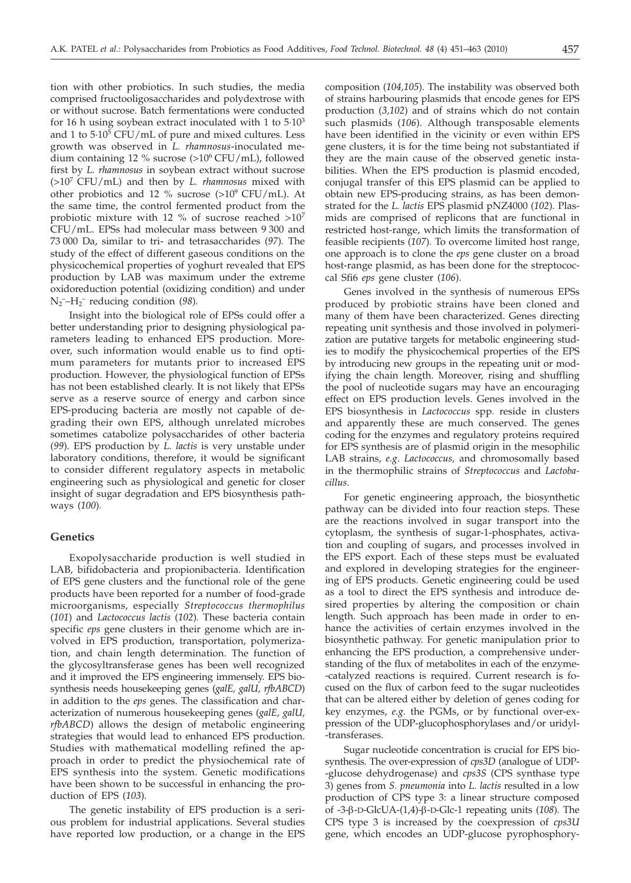tion with other probiotics. In such studies, the media comprised fructooligosaccharides and polydextrose with or without sucrose. Batch fermentations were conducted for 16 h using soybean extract inoculated with 1 to $5\cdot10^3$ and 1 to $5\cdot10^5$ CFU/mL of pure and mixed cultures. Less growth was observed in *L. rhamnosus*-inoculated medium containing 12 % sucrose ($>10^6$ CFU/mL), followed first by *L. rhamnosus* in soybean extract without sucrose ($>10^7$ CFU/mL) and then by *L. rhamnosus* mixed with other probiotics and 12 % sucrose ($>10^9$ CFU/mL). At the same time, the control fermented product from the probiotic mixture with 12 % of sucrose reached $>10^7$ CFU/mL. EPSs had molecular mass between 9 300 and 73 000 Da, similar to tri- and tetrasaccharides (*97*). The study of the effect of different gaseous conditions on the physicochemical properties of yoghurt revealed that EPS production by LAB was maximum under the extreme oxidoreduction potential (oxidizing condition) and under $N_2^-$–$H_2^-$ reducing condition (*98*).

Insight into the biological role of EPSs could offer a better understanding prior to designing physiological parameters leading to enhanced EPS production. Moreover, such information would enable us to find optimum parameters for mutants prior to increased EPS production. However, the physiological function of EPSs has not been established clearly. It is not likely that EPSs serve as a reserve source of energy and carbon since EPS-producing bacteria are mostly not capable of degrading their own EPS, although unrelated microbes sometimes catabolize polysaccharides of other bacteria (*99*). EPS production by *L. lactis* is very unstable under laboratory conditions, therefore, it would be significant to consider different regulatory aspects in metabolic engineering such as physiological and genetic for closer insight of sugar degradation and EPS biosynthesis pathways (*100*).

## Genetics

Exopolysaccharide production is well studied in LAB, bifidobacteria and propionibacteria. Identification of EPS gene clusters and the functional role of the gene products have been reported for a number of food-grade microorganisms, especially *Streptococcus thermophilus* (*101*) and *Lactococcus lactis* (*102*). These bacteria contain specific *eps* gene clusters in their genome which are involved in EPS production, transportation, polymerization, and chain length determination. The function of the glycosyltransferase genes has been well recognized and it improved the EPS engineering immensely. EPS biosynthesis needs housekeeping genes (*galE, galU, rfbABCD*) in addition to the *eps* genes. The classification and characterization of numerous housekeeping genes (*galE, galU, rfbABCD*) allows the design of metabolic engineering strategies that would lead to enhanced EPS production. Studies with mathematical modelling refined the approach in order to predict the physiochemical rate of EPS synthesis into the system. Genetic modifications have been shown to be successful in enhancing the production of EPS (*103*).

The genetic instability of EPS production is a serious problem for industrial applications. Several studies have reported low production, or a change in the EPS composition (*104,105*). The instability was observed both of strains harbouring plasmids that encode genes for EPS production (*3,102*) and of strains which do not contain such plasmids (*106*). Although transposable elements have been identified in the vicinity or even within EPS gene clusters, it is for the time being not substantiated if they are the main cause of the observed genetic instabilities. When the EPS production is plasmid encoded, conjugal transfer of this EPS plasmid can be applied to obtain new EPS-producing strains, as has been demonstrated for the *L. lactis* EPS plasmid pNZ4000 (*102*). Plasmids are comprised of replicons that are functional in restricted host-range, which limits the transformation of feasible recipients (*107*). To overcome limited host range, one approach is to clone the *eps* gene cluster on a broad host-range plasmid, as has been done for the streptococcal Sfi6 *eps* gene cluster (*106*).

Genes involved in the synthesis of numerous EPSs produced by probiotic strains have been cloned and many of them have been characterized. Genes directing repeating unit synthesis and those involved in polymerization are putative targets for metabolic engineering studies to modify the physicochemical properties of the EPS by introducing new groups in the repeating unit or modifying the chain length. Moreover, rising and shuffling the pool of nucleotide sugars may have an encouraging effect on EPS production levels. Genes involved in the EPS biosynthesis in *Lactococcus* spp. reside in clusters and apparently these are much conserved. The genes coding for the enzymes and regulatory proteins required for EPS synthesis are of plasmid origin in the mesophilic LAB strains, *e.g. Lactococcus*, and chromosomally based in the thermophilic strains of *Streptococcus* and *Lactobacillus*.

For genetic engineering approach, the biosynthetic pathway can be divided into four reaction steps. These are the reactions involved in sugar transport into the cytoplasm, the synthesis of sugar-1-phosphates, activation and coupling of sugars, and processes involved in the EPS export. Each of these steps must be evaluated and explored in developing strategies for the engineering of EPS products. Genetic engineering could be used as a tool to direct the EPS synthesis and introduce desired properties by altering the composition or chain length. Such approach has been made in order to enhance the activities of certain enzymes involved in the biosynthetic pathway. For genetic manipulation prior to enhancing the EPS production, a comprehensive understanding of the flux of metabolites in each of the enzyme-catalyzed reactions is required. Current research is focused on the flux of carbon feed to the sugar nucleotides that can be altered either by deletion of genes coding for key enzymes, *e.g.* the PGMs, or by functional over-expression of the UDP-glucophosphorylases and/or uridyl-transferases.

Sugar nucleotide concentration is crucial for EPS biosynthesis. The over-expression of *cps3D* (analogue of UDP-glucose dehydrogenase) and *cps3S* (CPS synthase type 3) genes from *S. pneumonia* into *L. lactis* resulted in a low production of CPS type 3: a linear structure composed of -3-β-D-GlcUA-(1,4)-β-D-Glc-1 repeating units (*108*). The CPS type 3 is increased by the coexpression of *cps3U* gene, which encodes an UDP-glucose pyrophosphory-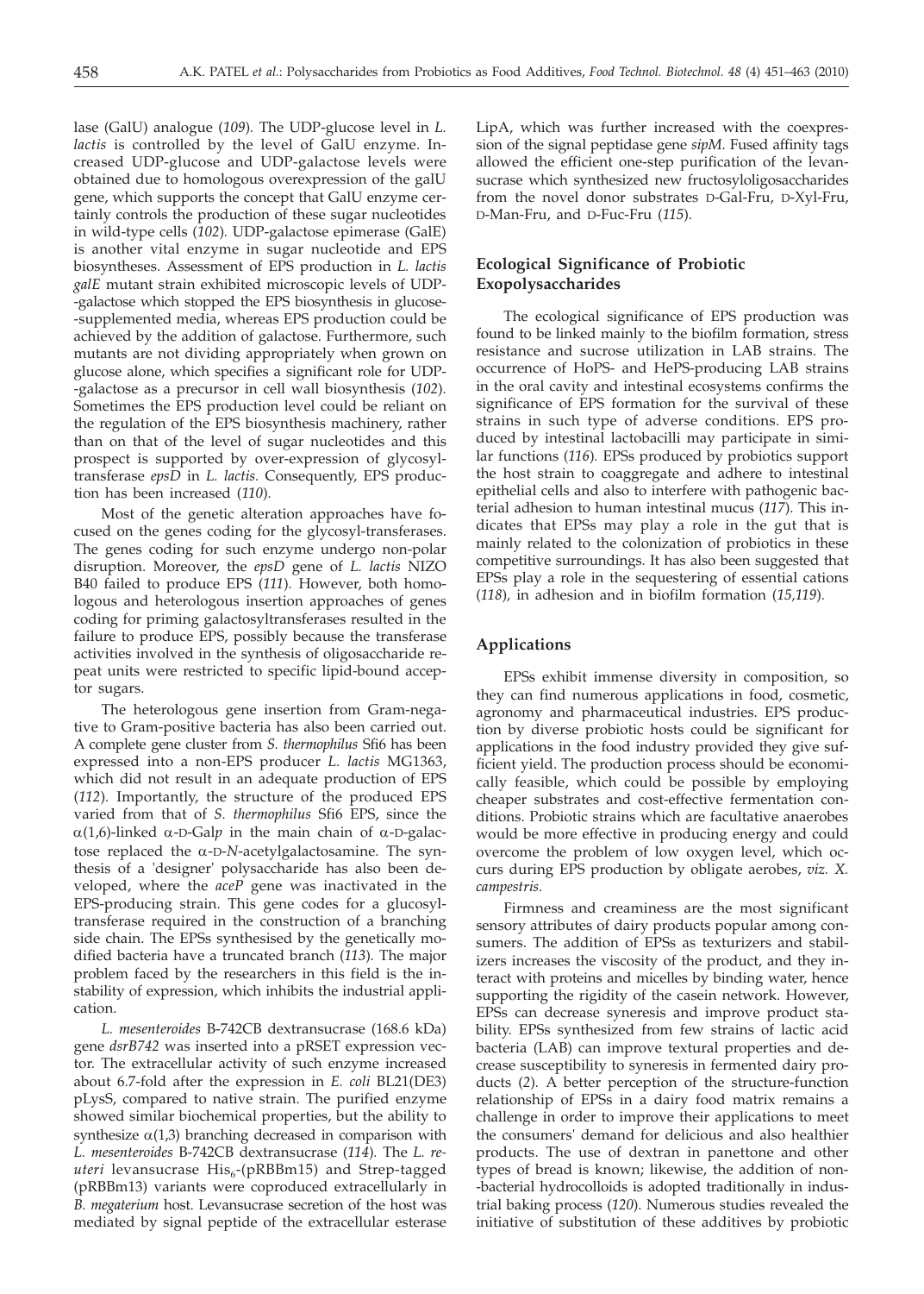lase (GalU) analogue (*109*). The UDP-glucose level in *L. lactis* is controlled by the level of GalU enzyme. Increased UDP-glucose and UDP-galactose levels were obtained due to homologous overexpression of the galU gene, which supports the concept that GalU enzyme certainly controls the production of these sugar nucleotides in wild-type cells (*102*). UDP-galactose epimerase (GalE) is another vital enzyme in sugar nucleotide and EPS biosyntheses. Assessment of EPS production in *L. lactis galE* mutant strain exhibited microscopic levels of UDP-galactose which stopped the EPS biosynthesis in glucose-supplemented media, whereas EPS production could be achieved by the addition of galactose. Furthermore, such mutants are not dividing appropriately when grown on glucose alone, which specifies a significant role for UDP-galactose as a precursor in cell wall biosynthesis (*102*). Sometimes the EPS production level could be reliant on the regulation of the EPS biosynthesis machinery, rather than on that of the level of sugar nucleotides and this prospect is supported by over-expression of glycosyltransferase *epsD* in *L. lactis*. Consequently, EPS production has been increased (*110*).

Most of the genetic alteration approaches have focused on the genes coding for the glycosyl-transferases. The genes coding for such enzyme undergo non-polar disruption. Moreover, the *epsD* gene of *L. lactis* NIZO B40 failed to produce EPS (*111*). However, both homologous and heterologous insertion approaches of genes coding for priming galactosyltransferases resulted in the failure to produce EPS, possibly because the transferase activities involved in the synthesis of oligosaccharide repeat units were restricted to specific lipid-bound acceptor sugars.

The heterologous gene insertion from Gram-negative to Gram-positive bacteria has also been carried out. A complete gene cluster from *S. thermophilus* Sfi6 has been expressed into a non-EPS producer *L. lactis* MG1363, which did not result in an adequate production of EPS (*112*). Importantly, the structure of the produced EPS varied from that of *S. thermophilus* Sfi6 EPS, since the α(1,6)-linked α-D-Gal*p* in the main chain of α-D-galactose replaced the α-D-*N*-acetylgalactosamine. The synthesis of a 'designer' polysaccharide has also been developed, where the *aceP* gene was inactivated in the EPS-producing strain. This gene codes for a glucosyltransferase required in the construction of a branching side chain. The EPSs synthesised by the genetically modified bacteria have a truncated branch (*113*). The major problem faced by the researchers in this field is the instability of expression, which inhibits the industrial application.

*L. mesenteroides* B-742CB dextransucrase (168.6 kDa) gene *dsrB742* was inserted into a pRSET expression vector. The extracellular activity of such enzyme increased about 6.7-fold after the expression in *E. coli* BL21(DE3) pLysS, compared to native strain. The purified enzyme showed similar biochemical properties, but the ability to synthesize α(1,3) branching decreased in comparison with *L. mesenteroides* B-742CB dextransucrase (*114*). The *L. reuteri* levansucrase $His_6$-(pRBBm15) and Strep-tagged (pRBBm13) variants were coproduced extracellularly in *B. megaterium* host. Levansucrase secretion of the host was mediated by signal peptide of the extracellular esterase LipA, which was further increased with the coexpression of the signal peptidase gene *sipM*. Fused affinity tags allowed the efficient one-step purification of the levansucrase which synthesized new fructosyloligosaccharides from the novel donor substrates D-Gal-Fru, D-Xyl-Fru, D-Man-Fru, and D-Fuc-Fru (*115*).

## Ecological Significance of Probiotic Exopolysaccharides

The ecological significance of EPS production was found to be linked mainly to the biofilm formation, stress resistance and sucrose utilization in LAB strains. The occurrence of HoPS- and HePS-producing LAB strains in the oral cavity and intestinal ecosystems confirms the significance of EPS formation for the survival of these strains in such type of adverse conditions. EPS produced by intestinal lactobacilli may participate in similar functions (*116*). EPSs produced by probiotics support the host strain to coaggregate and adhere to intestinal epithelial cells and also to interfere with pathogenic bacterial adhesion to human intestinal mucus (*117*). This indicates that EPSs may play a role in the gut that is mainly related to the colonization of probiotics in these competitive surroundings. It has also been suggested that EPSs play a role in the sequestering of essential cations (*118*), in adhesion and in biofilm formation (*15,119*).

## Applications

EPSs exhibit immense diversity in composition, so they can find numerous applications in food, cosmetic, agronomy and pharmaceutical industries. EPS production by diverse probiotic hosts could be significant for applications in the food industry provided they give sufficient yield. The production process should be economically feasible, which could be possible by employing cheaper substrates and cost-effective fermentation conditions. Probiotic strains which are facultative anaerobes would be more effective in producing energy and could overcome the problem of low oxygen level, which occurs during EPS production by obligate aerobes, *viz. X. campestris*.

Firmness and creaminess are the most significant sensory attributes of dairy products popular among consumers. The addition of EPSs as texturizers and stabilizers increases the viscosity of the product, and they interact with proteins and micelles by binding water, hence supporting the rigidity of the casein network. However, EPSs can decrease syneresis and improve product stability. EPSs synthesized from few strains of lactic acid bacteria (LAB) can improve textural properties and decrease susceptibility to syneresis in fermented dairy products (*2*). A better perception of the structure-function relationship of EPSs in a dairy food matrix remains a challenge in order to improve their applications to meet the consumers' demand for delicious and also healthier products. The use of dextran in panettone and other types of bread is known; likewise, the addition of non-bacterial hydrocolloids is adopted traditionally in industrial baking process (*120*). Numerous studies revealed the initiative of substitution of these additives by probiotic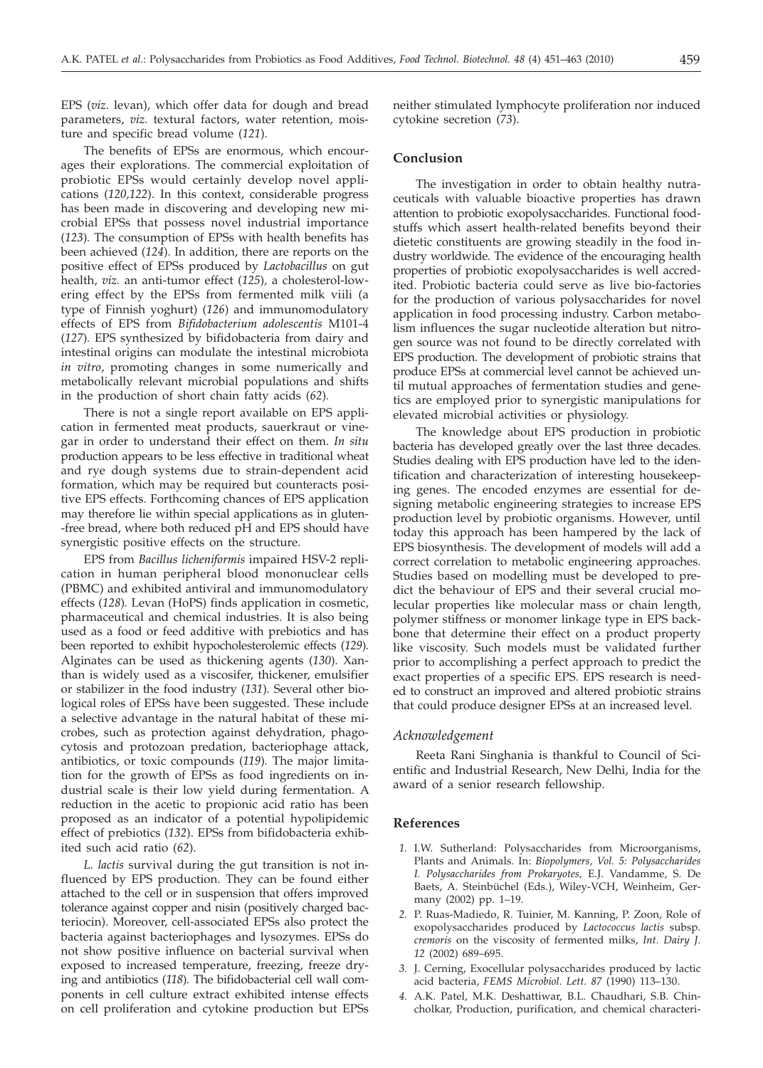EPS (*viz*. levan), which offer data for dough and bread parameters, *viz.* textural factors, water retention, moisture and specific bread volume (*121*).

The benefits of EPSs are enormous, which encourages their explorations. The commercial exploitation of probiotic EPSs would certainly develop novel applications (*120,122*). In this context, considerable progress has been made in discovering and developing new microbial EPSs that possess novel industrial importance (*123*). The consumption of EPSs with health benefits has been achieved (*124*). In addition, there are reports on the positive effect of EPSs produced by *Lactobacillus* on gut health, *viz.* an anti-tumor effect (*125*), a cholesterol-lowering effect by the EPSs from fermented milk viili (a type of Finnish yoghurt) (*126*) and immunomodulatory effects of EPS from *Bifidobacterium adolescentis* M101-4 (*127*). EPS synthesized by bifidobacteria from dairy and intestinal origins can modulate the intestinal microbiota *in vitro*, promoting changes in some numerically and metabolically relevant microbial populations and shifts in the production of short chain fatty acids (*62*).

There is not a single report available on EPS application in fermented meat products, sauerkraut or vinegar in order to understand their effect on them. *In situ* production appears to be less effective in traditional wheat and rye dough systems due to strain-dependent acid formation, which may be required but counteracts positive EPS effects. Forthcoming chances of EPS application may therefore lie within special applications as in gluten-free bread, where both reduced pH and EPS should have synergistic positive effects on the structure.

EPS from *Bacillus licheniformis* impaired HSV-2 replication in human peripheral blood mononuclear cells (PBMC) and exhibited antiviral and immunomodulatory effects (*128*). Levan (HoPS) finds application in cosmetic, pharmaceutical and chemical industries. It is also being used as a food or feed additive with prebiotics and has been reported to exhibit hypocholesterolemic effects (*129*). Alginates can be used as thickening agents (*130*). Xanthan is widely used as a viscosifer, thickener, emulsifier or stabilizer in the food industry (*131*). Several other biological roles of EPSs have been suggested. These include a selective advantage in the natural habitat of these microbes, such as protection against dehydration, phagocytosis and protozoan predation, bacteriophage attack, antibiotics, or toxic compounds (*119*). The major limitation for the growth of EPSs as food ingredients on industrial scale is their low yield during fermentation. A reduction in the acetic to propionic acid ratio has been proposed as an indicator of a potential hypolipidemic effect of prebiotics (*132*). EPSs from bifidobacteria exhibited such acid ratio (*62*).

*L. lactis* survival during the gut transition is not influenced by EPS production. They can be found either attached to the cell or in suspension that offers improved tolerance against copper and nisin (positively charged bacteriocin). Moreover, cell-associated EPSs also protect the bacteria against bacteriophages and lysozymes. EPSs do not show positive influence on bacterial survival when exposed to increased temperature, freezing, freeze drying and antibiotics (*118*). The bifidobacterial cell wall components in cell culture extract exhibited intense effects on cell proliferation and cytokine production but EPSs neither stimulated lymphocyte proliferation nor induced cytokine secretion (*73*).

## Conclusion

The investigation in order to obtain healthy nutraceuticals with valuable bioactive properties has drawn attention to probiotic exopolysaccharides. Functional foodstuffs which assert health-related benefits beyond their dietetic constituents are growing steadily in the food industry worldwide. The evidence of the encouraging health properties of probiotic exopolysaccharides is well accredited. Probiotic bacteria could serve as live bio-factories for the production of various polysaccharides for novel application in food processing industry. Carbon metabolism influences the sugar nucleotide alteration but nitrogen source was not found to be directly correlated with EPS production. The development of probiotic strains that produce EPSs at commercial level cannot be achieved until mutual approaches of fermentation studies and genetics are employed prior to synergistic manipulations for elevated microbial activities or physiology.

The knowledge about EPS production in probiotic bacteria has developed greatly over the last three decades. Studies dealing with EPS production have led to the identification and characterization of interesting housekeeping genes. The encoded enzymes are essential for designing metabolic engineering strategies to increase EPS production level by probiotic organisms. However, until today this approach has been hampered by the lack of EPS biosynthesis. The development of models will add a correct correlation to metabolic engineering approaches. Studies based on modelling must be developed to predict the behaviour of EPS and their several crucial molecular properties like molecular mass or chain length, polymer stiffness or monomer linkage type in EPS backbone that determine their effect on a product property like viscosity. Such models must be validated further prior to accomplishing a perfect approach to predict the exact properties of a specific EPS. EPS research is needed to construct an improved and altered probiotic strains that could produce designer EPSs at an increased level.

### *Acknowledgement*

Reeta Rani Singhania is thankful to Council of Scientific and Industrial Research, New Delhi, India for the award of a senior research fellowship.

## References

*1.* I.W. Sutherland: Polysaccharides from Microorganisms, Plants and Animals. In: *Biopolymers, Vol. 5: Polysaccharides I. Polysaccharides from Prokaryotes*, E.J. Vandamme, S. De Baets, A. Steinbüchel (Eds.), Wiley-VCH, Weinheim, Germany (2002) pp. 1–19.

*2.* P. Ruas-Madiedo, R. Tuinier, M. Kanning, P. Zoon, Role of exopolysaccharides produced by *Lactococcus lactis* subsp. *cremoris* on the viscosity of fermented milks, *Int. Dairy J. 12* (2002) 689–695.

*3.* J. Cerning, Exocellular polysaccharides produced by lactic acid bacteria, *FEMS Microbiol. Lett. 87* (1990) 113–130.

*4.* A.K. Patel, M.K. Deshattiwar, B.L. Chaudhari, S.B. Chincholkar, Production, purification, and chemical characteri-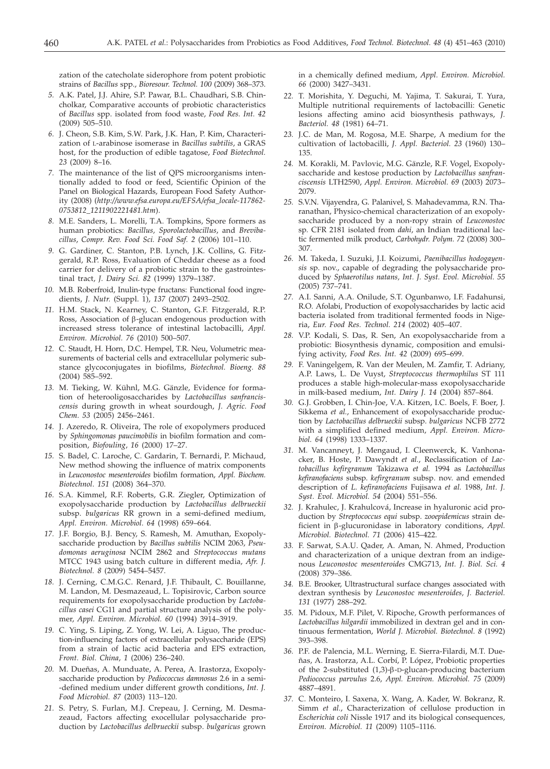zation of the catecholate siderophore from potent probiotic strains of *Bacillus* spp., *Bioresour. Technol. 100* (2009) 368–373.

*5.* A.K. Patel, J.J. Ahire, S.P. Pawar, B.L. Chaudhari, S.B. Chincholkar, Comparative accounts of probiotic characteristics of *Bacillus* spp. isolated from food waste, *Food Res. Int. 42* (2009) 505–510.

*6.* J. Cheon, S.B. Kim, S.W. Park, J.K. Han, P. Kim, Characterization of L-arabinose isomerase in *Bacillus subtilis*, a GRAS host, for the production of edible tagatose, *Food Biotechnol. 23* (2009) 8–16.

*7.* The maintenance of the list of QPS microorganisms intentionally added to food or feed, Scientific Opinion of the Panel on Biological Hazards, European Food Safety Authority (2008) (*http://www.efsa.europa.eu/EFSA/efsa_locale-117862-0753812_1211902221481.htm*).

*8.* M.E. Sanders, L. Morelli, T.A. Tompkins, Spore formers as human probiotics: *Bacillus*, *Sporolactobacillus*, and *Brevibacillus*, *Compr. Rev. Food Sci. Food Saf. 2* (2006) 101–110.

*9.* G. Gardiner, C. Stanton, P.B. Lynch, J.K. Collins, G. Fitzgerald, R.P. Ross, Evaluation of Cheddar cheese as a food carrier for delivery of a probiotic strain to the gastrointestinal tract, *J. Dairy Sci. 82* (1999) 1379–1387.

*10.* M.B. Roberfroid, Inulin-type fructans: Functional food ingredients, *J. Nutr.* (Suppl. 1), *137* (2007) 2493–2502.

*11.* H.M. Stack, N. Kearney, C. Stanton, G.F. Fitzgerald, R.P. Ross, Association of β-glucan endogenous production with increased stress tolerance of intestinal lactobacilli, *Appl. Environ. Microbiol. 76* (2010) 500–507.

*12.* C. Staudt, H. Horn, D.C. Hempel, T.R. Neu, Volumetric measurements of bacterial cells and extracellular polymeric substance glycoconjugates in biofilms, *Biotechnol. Bioeng. 88* (2004) 585–592.

*13.* M. Tieking, W. Kühnl, M.G. Gänzle, Evidence for formation of heterooligosaccharides by *Lactobacillus sanfranciscensis* during growth in wheat sourdough, *J. Agric. Food Chem. 53* (2005) 2456–2461.

*14.* J. Azeredo, R. Oliveira, The role of exopolymers produced by *Sphingomonas paucimobilis* in biofilm formation and composition, *Biofouling*, *16* (2000) 17–27.

*15.* S. Badel, C. Laroche, C. Gardarin, T. Bernardi, P. Michaud, New method showing the influence of matrix components in *Leuconostoc mesenteroides* biofilm formation, *Appl. Biochem. Biotechnol. 151* (2008) 364–370.

*16.* S.A. Kimmel, R.F. Roberts, G.R. Ziegler, Optimization of exopolysaccharide production by *Lactobacillus delbrueckii* subsp. *bulgaricus* RR grown in a semi-defined medium, *Appl. Environ. Microbiol. 64* (1998) 659–664.

*17.* J.F. Borgio, B.J. Bency, S. Ramesh, M. Amuthan, Exopolysaccharide production by *Bacillus subtilis* NCIM 2063, *Pseudomonas aeruginosa* NCIM 2862 and *Streptococcus mutans* MTCC 1943 using batch culture in different media, *Afr. J. Biotechnol. 8* (2009) 5454–5457.

*18.* J. Cerning, C.M.G.C. Renard, J.F. Thibault, C. Bouillanne, M. Landon, M. Desmazeaud, L. Topisirovic, Carbon source requirements for exopolysaccharide production by *Lactobacillus casei* CG11 and partial structure analysis of the polymer, *Appl. Environ. Microbiol. 60* (1994) 3914–3919.

*19.* C. Ying, S. Liping, Z. Yong, W. Lei, A. Liguo, The production-influencing factors of extracellular polysaccharide (EPS) from a strain of lactic acid bacteria and EPS extraction, *Front. Biol. China*, *1* (2006) 236–240.

*20.* M. Dueñas, A. Munduate, A. Perea, A. Irastorza, Exopolysaccharide production by *Pediococcus damnosus* 2.6 in a semi-defined medium under different growth conditions, *Int. J. Food Microbiol. 87* (2003) 113–120.

*21.* S. Petry, S. Furlan, M.J. Crepeau, J. Cerning, M. Desmazeaud, Factors affecting exocellular polysaccharide production by *Lactobacillus delbrueckii* subsp. *bulgaricus* grown in a chemically defined medium, *Appl. Environ. Microbiol. 66* (2000) 3427–3431.

*22.* T. Morishita, Y. Deguchi, M. Yajima, T. Sakurai, T. Yura, Multiple nutritional requirements of lactobacilli: Genetic lesions affecting amino acid biosynthesis pathways, *J. Bacteriol. 48* (1981) 64–71.

*23.* J.C. de Man, M. Rogosa, M.E. Sharpe, A medium for the cultivation of lactobacilli, *J. Appl. Bacteriol. 23* (1960) 130–135.

*24.* M. Korakli, M. Pavlovic, M.G. Gänzle, R.F. Vogel, Exopolysaccharide and kestose production by *Lactobacillus sanfranciscensis* LTH2590, *Appl. Environ. Microbiol. 69* (2003) 2073–2079.

*25.* S.V.N. Vijayendra, G. Palanivel, S. Mahadevamma, R.N. Tharanathan, Physico-chemical characterization of an exopolysaccharide produced by a non-ropy strain of *Leuconostoc* sp. CFR 2181 isolated from *dahi*, an Indian traditional lactic fermented milk product, *Carbohydr. Polym. 72* (2008) 300–307.

*26.* M. Takeda, I. Suzuki, J.I. Koizumi, *Paenibacillus hodogayensis* sp. nov., capable of degrading the polysaccharide produced by *Sphaerotilus natans*, *Int. J. Syst. Evol. Microbiol. 55* (2005) 737–741.

*27.* A.I. Sanni, A.A. Onilude, S.T. Ogunbanwo, I.F. Fadahunsi, R.O. Afolabi, Production of exopolysaccharides by lactic acid bacteria isolated from traditional fermented foods in Nigeria, *Eur. Food Res. Technol. 214* (2002) 405–407.

*28.* V.P. Kodali, S. Das, R. Sen, An exopolysaccharide from a probiotic: Biosynthesis dynamic, composition and emulsifying activity, *Food Res. Int. 42* (2009) 695–699.

*29.* F. Vaningelgem, R. Van der Meulen, M. Zamfir, T. Adriany, A.P. Laws, L. De Vuyst, *Streptococcus thermophilus* ST 111 produces a stable high-molecular-mass exopolysaccharide in milk-based medium, *Int. Dairy J. 14* (2004) 857–864.

*30.* G.J. Grobben, I. Chin-Joe, V.A. Kitzen, I.C. Boels, F. Boer, J. Sikkema *et al.*, Enhancement of exopolysaccharide production by *Lactobacillus delbrueckii* subsp. *bulgaricus* NCFB 2772 with a simplified defined medium, *Appl. Environ. Microbiol. 64* (1998) 1333–1337.

*31.* M. Vancanneyt, J. Mengaud, I. Cleenwerck, K. Vanhonacker, B. Hoste, P. Dawyndt *et al.*, Reclassification of *Lactobacillus kefirgranum* Takizawa *et al.* 1994 as *Lactobacillus kefiranofaciens* subsp. *kefirgranum* subsp. nov. and emended description of *L. kefiranofaciens* Fujisawa *et al.* 1988, *Int. J. Syst. Evol. Microbiol. 54* (2004) 551–556.

*32.* J. Krahulec, J. Krahulcová, Increase in hyaluronic acid production by *Streptococcus equi* subsp. *zooepidemicus* strain deficient in β-glucuronidase in laboratory conditions, *Appl. Microbiol. Biotechnol. 71* (2006) 415–422.

*33.* F. Sarwat, S.A.U. Qader, A. Aman, N. Ahmed, Production and characterization of a unique dextran from an indigenous *Leuconostoc mesenteroides* CMG713, *Int. J. Biol. Sci. 4* (2008) 379–386.

*34.* B.E. Brooker, Ultrastructural surface changes associated with dextran synthesis by *Leuconostoc mesenteroides*, *J. Bacteriol. 131* (1977) 288–292.

*35.* M. Pidoux, M.F. Pilet, V. Ripoche, Growth performances of *Lactobacillus hilgardii* immobilized in dextran gel and in continuous fermentation, *World J. Microbiol. Biotechnol. 8* (1992) 393–398.

*36.* P.F. de Palencia, M.L. Werning, E. Sierra-Filardi, M.T. Dueñas, A. Irastorza, A.L. Corbí, P. López, Probiotic properties of the 2-substituted (1,3)-β-D-glucan-producing bacterium *Pediococcus parvulus* 2.6, *Appl. Environ. Microbiol. 75* (2009) 4887–4891.

*37.* C. Monteiro, I. Saxena, X. Wang, A. Kader, W. Bokranz, R. Simm *et al.*, Characterization of cellulose production in *Escherichia coli* Nissle 1917 and its biological consequences, *Environ. Microbiol. 11* (2009) 1105–1116.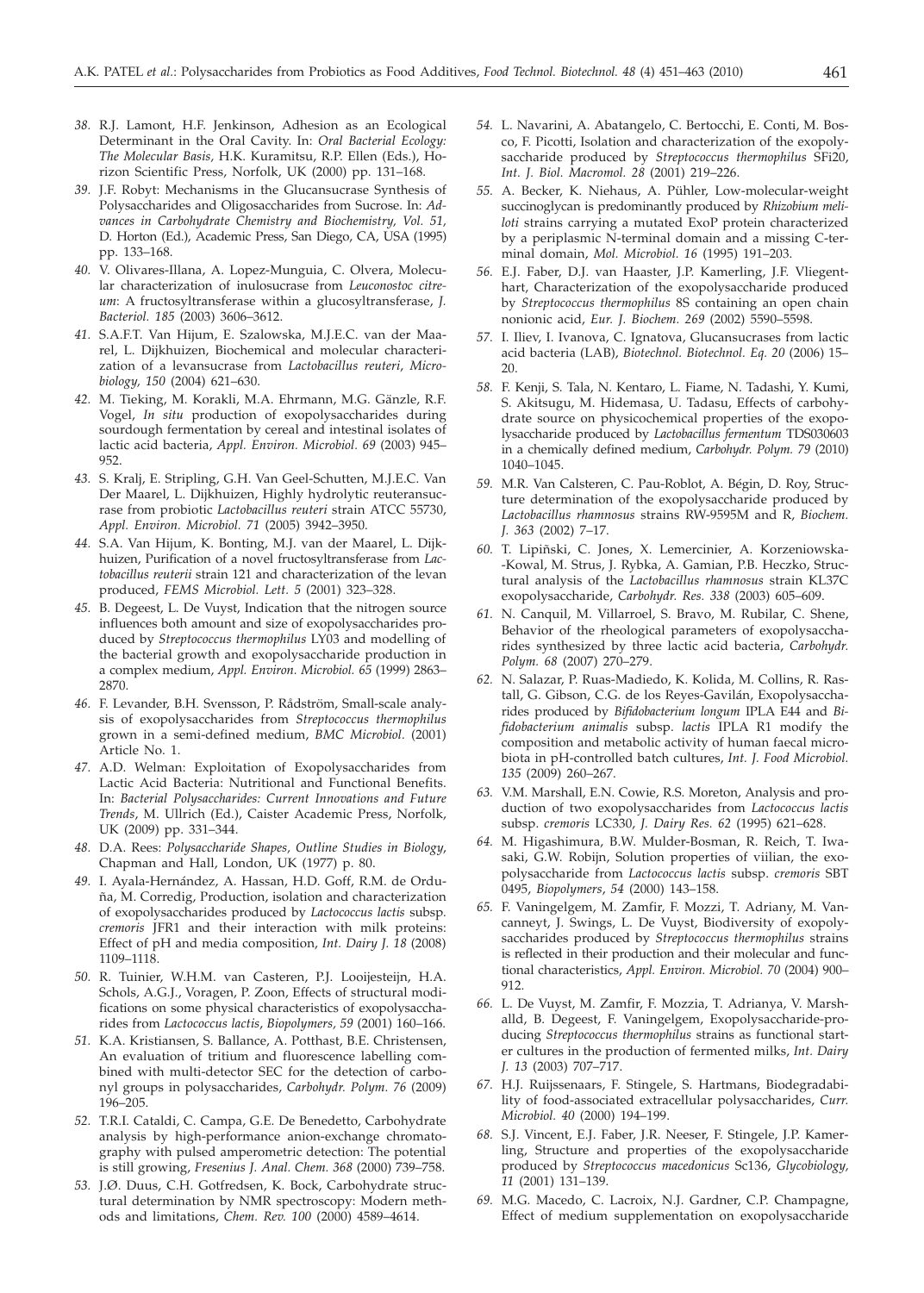*38.* R.J. Lamont, H.F. Jenkinson, Adhesion as an Ecological Determinant in the Oral Cavity. In: *Oral Bacterial Ecology: The Molecular Basis*, H.K. Kuramitsu, R.P. Ellen (Eds.), Horizon Scientific Press, Norfolk, UK (2000) pp. 131–168.

*39.* J.F. Robyt: Mechanisms in the Glucansucrase Synthesis of Polysaccharides and Oligosaccharides from Sucrose. In: *Advances in Carbohydrate Chemistry and Biochemistry, Vol. 51*, D. Horton (Ed.), Academic Press, San Diego, CA, USA (1995) pp. 133–168.

*40.* V. Olivares-Illana, A. Lopez-Munguia, C. Olvera, Molecular characterization of inulosucrase from *Leuconostoc citreum*: A fructosyltransferase within a glucosyltransferase, *J. Bacteriol. 185* (2003) 3606–3612.

*41.* S.A.F.T. Van Hijum, E. Szalowska, M.J.E.C. van der Maarel, L. Dijkhuizen, Biochemical and molecular characterization of a levansucrase from *Lactobacillus reuteri*, *Microbiology, 150* (2004) 621–630.

*42.* M. Tieking, M. Korakli, M.A. Ehrmann, M.G. Gänzle, R.F. Vogel, *In situ* production of exopolysaccharides during sourdough fermentation by cereal and intestinal isolates of lactic acid bacteria, *Appl. Environ. Microbiol. 69* (2003) 945–952.

*43.* S. Kralj, E. Stripling, G.H. Van Geel-Schutten, M.J.E.C. Van Der Maarel, L. Dijkhuizen, Highly hydrolytic reuteransucrase from probiotic *Lactobacillus reuteri* strain ATCC 55730, *Appl. Environ. Microbiol. 71* (2005) 3942–3950.

*44.* S.A. Van Hijum, K. Bonting, M.J. van der Maarel, L. Dijkhuizen, Purification of a novel fructosyltransferase from *Lactobacillus reuterii* strain 121 and characterization of the levan produced, *FEMS Microbiol. Lett. 5* (2001) 323–328.

*45.* B. Degeest, L. De Vuyst, Indication that the nitrogen source influences both amount and size of exopolysaccharides produced by *Streptococcus thermophilus* LY03 and modelling of the bacterial growth and exopolysaccharide production in a complex medium, *Appl. Environ. Microbiol. 65* (1999) 2863–2870.

*46.* F. Levander, B.H. Svensson, P. Rådström, Small-scale analysis of exopolysaccharides from *Streptococcus thermophilus* grown in a semi-defined medium, *BMC Microbiol.* (2001) Article No. 1.

*47.* A.D. Welman: Exploitation of Exopolysaccharides from Lactic Acid Bacteria: Nutritional and Functional Benefits. In: *Bacterial Polysaccharides: Current Innovations and Future Trends*, M. Ullrich (Ed.), Caister Academic Press, Norfolk, UK (2009) pp. 331–344.

*48.* D.A. Rees: *Polysaccharide Shapes, Outline Studies in Biology*, Chapman and Hall, London, UK (1977) p. 80.

*49.* I. Ayala-Hernández, A. Hassan, H.D. Goff, R.M. de Orduña, M. Corredig, Production, isolation and characterization of exopolysaccharides produced by *Lactococcus lactis* subsp*. cremoris* JFR1 and their interaction with milk proteins: Effect of pH and media composition, *Int. Dairy J. 18* (2008) 1109–1118.

*50.* R. Tuinier, W.H.M. van Casteren, P.J. Looijesteijn, H.A. Schols, A.G.J., Voragen, P. Zoon, Effects of structural modifications on some physical characteristics of exopolysaccharides from *Lactococcus lactis*, *Biopolymers, 59* (2001) 160–166.

*51.* K.A. Kristiansen, S. Ballance, A. Potthast, B.E. Christensen, An evaluation of tritium and fluorescence labelling combined with multi-detector SEC for the detection of carbonyl groups in polysaccharides, *Carbohydr. Polym. 76* (2009) 196–205.

*52.* T.R.I. Cataldi, C. Campa, G.E. De Benedetto, Carbohydrate analysis by high-performance anion-exchange chromatography with pulsed amperometric detection: The potential is still growing, *Fresenius J. Anal. Chem. 368* (2000) 739–758.

*53.* J.Ø. Duus, C.H. Gotfredsen, K. Bock, Carbohydrate structural determination by NMR spectroscopy: Modern methods and limitations, *Chem. Rev. 100* (2000) 4589–4614.

*54.* L. Navarini, A. Abatangelo, C. Bertocchi, E. Conti, M. Bosco, F. Picotti, Isolation and characterization of the exopolysaccharide produced by *Streptococcus thermophilus* SFi20, *Int. J. Biol. Macromol. 28* (2001) 219–226.

*55.* A. Becker, K. Niehaus, A. Pühler, Low-molecular-weight succinoglycan is predominantly produced by *Rhizobium meliloti* strains carrying a mutated ExoP protein characterized by a periplasmic N-terminal domain and a missing C-terminal domain, *Mol. Microbiol. 16* (1995) 191–203.

*56.* E.J. Faber, D.J. van Haaster, J.P. Kamerling, J.F. Vliegenthart, Characterization of the exopolysaccharide produced by *Streptococcus thermophilus* 8S containing an open chain nonionic acid, *Eur. J. Biochem. 269* (2002) 5590–5598.

*57.* I. Iliev, I. Ivanova, C. Ignatova, Glucansucrases from lactic acid bacteria (LAB), *Biotechnol. Biotechnol. Eq. 20* (2006) 15–20.

*58.* F. Kenji, S. Tala, N. Kentaro, L. Fiame, N. Tadashi, Y. Kumi, S. Akitsugu, M. Hidemasa, U. Tadasu, Effects of carbohydrate source on physicochemical properties of the exopolysaccharide produced by *Lactobacillus fermentum* TDS030603 in a chemically defined medium, *Carbohydr. Polym. 79* (2010) 1040–1045.

*59.* M.R. Van Calsteren, C. Pau-Roblot, A. Bégin, D. Roy, Structure determination of the exopolysaccharide produced by *Lactobacillus rhamnosus* strains RW-9595M and R, *Biochem. J. 363* (2002) 7–17.

*60.* T. Lipiñski, C. Jones, X. Lemercinier, A. Korzeniowska- -Kowal, M. Strus, J. Rybka, A. Gamian, P.B. Heczko, Structural analysis of the *Lactobacillus rhamnosus* strain KL37C exopolysaccharide, *Carbohydr. Res. 338* (2003) 605–609.

*61.* N. Canquil, M. Villarroel, S. Bravo, M. Rubilar, C. Shene, Behavior of the rheological parameters of exopolysaccharides synthesized by three lactic acid bacteria, *Carbohydr. Polym. 68* (2007) 270–279.

*62.* N. Salazar, P. Ruas-Madiedo, K. Kolida, M. Collins, R. Rastall, G. Gibson, C.G. de los Reyes-Gavilán, Exopolysaccharides produced by *Bifidobacterium longum* IPLA E44 and *Bifidobacterium animalis* subsp. *lactis* IPLA R1 modify the composition and metabolic activity of human faecal microbiota in pH-controlled batch cultures, *Int. J. Food Microbiol. 135* (2009) 260–267.

*63.* V.M. Marshall, E.N. Cowie, R.S. Moreton, Analysis and production of two exopolysaccharides from *Lactococcus lactis* subsp. *cremoris* LC330, *J. Dairy Res. 62* (1995) 621–628.

*64.* M. Higashimura, B.W. Mulder-Bosman, R. Reich, T. Iwasaki, G.W. Robijn, Solution properties of viilian, the exopolysaccharide from *Lactococcus lactis* subsp. *cremoris* SBT 0495, *Biopolymers*, *54* (2000) 143–158.

*65.* F. Vaningelgem, M. Zamfir, F. Mozzi, T. Adriany, M. Vancanneyt, J. Swings, L. De Vuyst, Biodiversity of exopolysaccharides produced by *Streptococcus thermophilus* strains is reflected in their production and their molecular and functional characteristics, *Appl. Environ. Microbiol. 70* (2004) 900–912.

*66.* L. De Vuyst, M. Zamfir, F. Mozzia, T. Adrianya, V. Marshalld, B. Degeest, F. Vaningelgem, Exopolysaccharide-producing *Streptococcus thermophilus* strains as functional starter cultures in the production of fermented milks, *Int. Dairy J. 13* (2003) 707–717.

*67.* H.J. Ruijssenaars, F. Stingele, S. Hartmans, Biodegradability of food-associated extracellular polysaccharides, *Curr. Microbiol. 40* (2000) 194–199.

*68.* S.J. Vincent, E.J. Faber, J.R. Neeser, F. Stingele, J.P. Kamerling, Structure and properties of the exopolysaccharide produced by *Streptococcus macedonicus* Sc136, *Glycobiology, 11* (2001) 131–139.

*69.* M.G. Macedo, C. Lacroix, N.J. Gardner, C.P. Champagne, Effect of medium supplementation on exopolysaccharide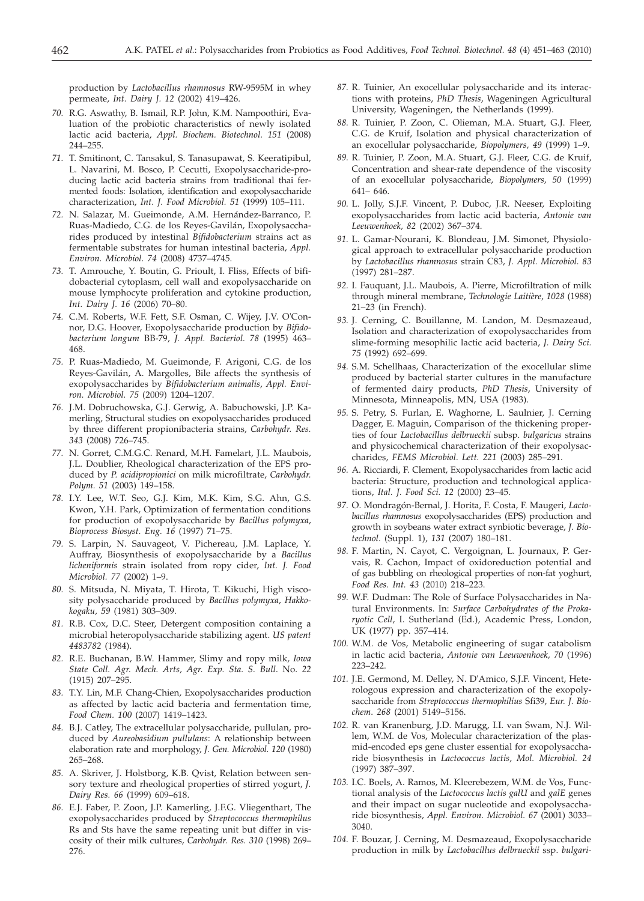production by *Lactobacillus rhamnosus* RW-9595M in whey permeate, *Int. Dairy J. 12* (2002) 419–426.

*70.* R.G. Aswathy, B. Ismail, R.P. John, K.M. Nampoothiri, Evaluation of the probiotic characteristics of newly isolated lactic acid bacteria, *Appl. Biochem. Biotechnol. 151* (2008) 244–255.

*71.* T. Smitinont, C. Tansakul, S. Tanasupawat, S. Keeratipibul, L. Navarini, M. Bosco, P. Cecutti, Exopolysaccharide-producing lactic acid bacteria strains from traditional thai fermented foods: Isolation, identification and exopolysaccharide characterization, *Int. J. Food Microbiol. 51* (1999) 105–111.

*72.* N. Salazar, M. Gueimonde, A.M. Hernández-Barranco, P. Ruas-Madiedo, C.G. de los Reyes-Gavilán, Exopolysaccharides produced by intestinal *Bifidobacterium* strains act as fermentable substrates for human intestinal bacteria, *Appl. Environ. Microbiol. 74* (2008) 4737–4745.

*73.* T. Amrouche, Y. Boutin, G. Prioult, I. Fliss, Effects of bifidobacterial cytoplasm, cell wall and exopolysaccharide on mouse lymphocyte proliferation and cytokine production, *Int. Dairy J. 16* (2006) 70–80.

*74.* C.M. Roberts, W.F. Fett, S.F. Osman, C. Wijey, J.V. O'Connor, D.G. Hoover, Exopolysaccharide production by *Bifidobacterium longum* BB-79, *J. Appl. Bacteriol. 78* (1995) 463–468.

*75.* P. Ruas-Madiedo, M. Gueimonde, F. Arigoni, C.G. de los Reyes-Gavilán, A. Margolles, Bile affects the synthesis of exopolysaccharides by *Bifidobacterium animalis*, *Appl. Environ. Microbiol. 75* (2009) 1204–1207.

*76.* J.M. Dobruchowska, G.J. Gerwig, A. Babuchowski, J.P. Kamerling, Structural studies on exopolysaccharides produced by three different propionibacteria strains, *Carbohydr. Res. 343* (2008) 726–745.

*77.* N. Gorret, C.M.G.C. Renard, M.H. Famelart, J.L. Maubois, J.L. Doublier, Rheological characterization of the EPS produced by *P. acidipropionici* on milk microfiltrate, *Carbohydr. Polym. 51* (2003) 149–158.

*78.* I.Y. Lee, W.T. Seo, G.J. Kim, M.K. Kim, S.G. Ahn, G.S. Kwon, Y.H. Park, Optimization of fermentation conditions for production of exopolysaccharide by *Bacillus polymyxa*, *Bioprocess Biosyst. Eng. 16* (1997) 71–75.

*79.* S. Larpin, N. Sauvageot, V. Pichereau, J.M. Laplace, Y. Auffray, Biosynthesis of exopolysaccharide by a *Bacillus licheniformis* strain isolated from ropy cider, *Int. J. Food Microbiol. 77* (2002) 1–9.

*80.* S. Mitsuda, N. Miyata, T. Hirota, T. Kikuchi, High viscosity polysaccharide produced by *Bacillus polymyxa*, *Hakkokogaku, 59* (1981) 303–309.

*81.* R.B. Cox, D.C. Steer, Detergent composition containing a microbial heteropolysaccharide stabilizing agent. *US patent 4483782* (1984).

*82.* R.E. Buchanan, B.W. Hammer, Slimy and ropy milk, *Iowa State Coll. Agr. Mech. Arts, Agr. Exp. Sta. S. Bull.* No. *22* (1915) 207–295.

*83.* T.Y. Lin, M.F. Chang-Chien, Exopolysaccharides production as affected by lactic acid bacteria and fermentation time, *Food Chem. 100* (2007) 1419–1423.

*84.* B.J. Catley, The extracellular polysaccharide, pullulan, produced by *Aureobasidium pullulans*: A relationship between elaboration rate and morphology, *J. Gen. Microbiol. 120* (1980) 265–268.

*85.* A. Skriver, J. Holstborg, K.B. Qvist, Relation between sensory texture and rheological properties of stirred yogurt, *J. Dairy Res. 66* (1999) 609–618.

*86.* E.J. Faber, P. Zoon, J.P. Kamerling, J.F.G. Vliegenthart, The exopolysaccharides produced by *Streptococcus thermophilus* Rs and Sts have the same repeating unit but differ in viscosity of their milk cultures, *Carbohydr. Res. 310* (1998) 269–276.

*87.* R. Tuinier, An exocellular polysaccharide and its interactions with proteins, *PhD Thesis*, Wageningen Agricultural University, Wageningen, the Netherlands (1999).

*88.* R. Tuinier, P. Zoon, C. Olieman, M.A. Stuart, G.J. Fleer, C.G. de Kruif, Isolation and physical characterization of an exocellular polysaccharide, *Biopolymers, 49* (1999) 1–9.

*89.* R. Tuinier, P. Zoon, M.A. Stuart, G.J. Fleer, C.G. de Kruif, Concentration and shear-rate dependence of the viscosity of an exocellular polysaccharide, *Biopolymers, 50* (1999) 641– 646.

*90.* L. Jolly, S.J.F. Vincent, P. Duboc, J.R. Neeser, Exploiting exopolysaccharides from lactic acid bacteria, *Antonie van Leeuwenhoek, 82* (2002) 367–374.

*91.* L. Gamar-Nourani, K. Blondeau, J.M. Simonet, Physiological approach to extracellular polysaccharide production by *Lactobacillus rhamnosus* strain C83, *J. Appl. Microbiol. 83* (1997) 281–287.

*92.* I. Fauquant, J.L. Maubois, A. Pierre, Microfiltration of milk through mineral membrane, *Technologie Laitière, 1028* (1988) 21–23 (in French).

*93.* J. Cerning, C. Bouillanne, M. Landon, M. Desmazeaud, Isolation and characterization of exopolysaccharides from slime-forming mesophilic lactic acid bacteria, *J. Dairy Sci. 75* (1992) 692–699.

*94.* S.M. Schellhaas, Characterization of the exocellular slime produced by bacterial starter cultures in the manufacture of fermented dairy products, *PhD Thesis*, University of Minnesota, Minneapolis, MN, USA (1983).

*95.* S. Petry, S. Furlan, E. Waghorne, L. Saulnier, J. Cerning Dagger, E. Maguin, Comparison of the thickening properties of four *Lactobacillus delbrueckii* subsp. *bulgaricus* strains and physicochemical characterization of their exopolysaccharides, *FEMS Microbiol. Lett. 221* (2003) 285–291.

*96.* A. Ricciardi, F. Clement, Exopolysaccharides from lactic acid bacteria: Structure, production and technological applications, *Ital. J. Food Sci. 12* (2000) 23–45.

*97.* O. Mondragón-Bernal, J. Horita, F. Costa, F. Maugeri, *Lactobacillus rhamnosus* exopolysaccharides (EPS) production and growth in soybeans water extract synbiotic beverage, *J. Biotechnol.* (Suppl. 1), *131* (2007) 180–181.

*98.* F. Martin, N. Cayot, C. Vergoignan, L. Journaux, P. Gervais, R. Cachon, Impact of oxidoreduction potential and of gas bubbling on rheological properties of non-fat yoghurt, *Food Res. Int. 43* (2010) 218–223.

*99.* W.F. Dudman: The Role of Surface Polysaccharides in Natural Environments. In: *Surface Carbohydrates of the Prokaryotic Cell*, I. Sutherland (Ed.), Academic Press, London, UK (1977) pp. 357–414.

*100.* W.M. de Vos, Metabolic engineering of sugar catabolism in lactic acid bacteria, *Antonie van Leeuwenhoek, 70* (1996) 223–242.

*101.* J.E. Germond, M. Delley, N. D'Amico, S.J.F. Vincent, Heterologous expression and characterization of the exopolysaccharide from *Streptococcus thermophilius* Sfi39, *Eur. J. Biochem. 268* (2001) 5149–5156.

*102.* R. van Kranenburg, J.D. Marugg, I.I. van Swam, N.J. Willem, W.M. de Vos, Molecular characterization of the plasmid-encoded eps gene cluster essential for exopolysaccharide biosynthesis in *Lactococcus lactis*, *Mol. Microbiol. 24* (1997) 387–397.

*103.* I.C. Boels, A. Ramos, M. Kleerebezem, W.M. de Vos, Functional analysis of the *Lactococcus lactis galU* and *galE* genes and their impact on sugar nucleotide and exopolysaccharide biosynthesis, *Appl. Environ. Microbiol. 67* (2001) 3033–3040.

*104.* F. Bouzar, J. Cerning, M. Desmazeaud, Exopolysaccharide production in milk by *Lactobacillus delbrueckii* ssp. *bulgari-*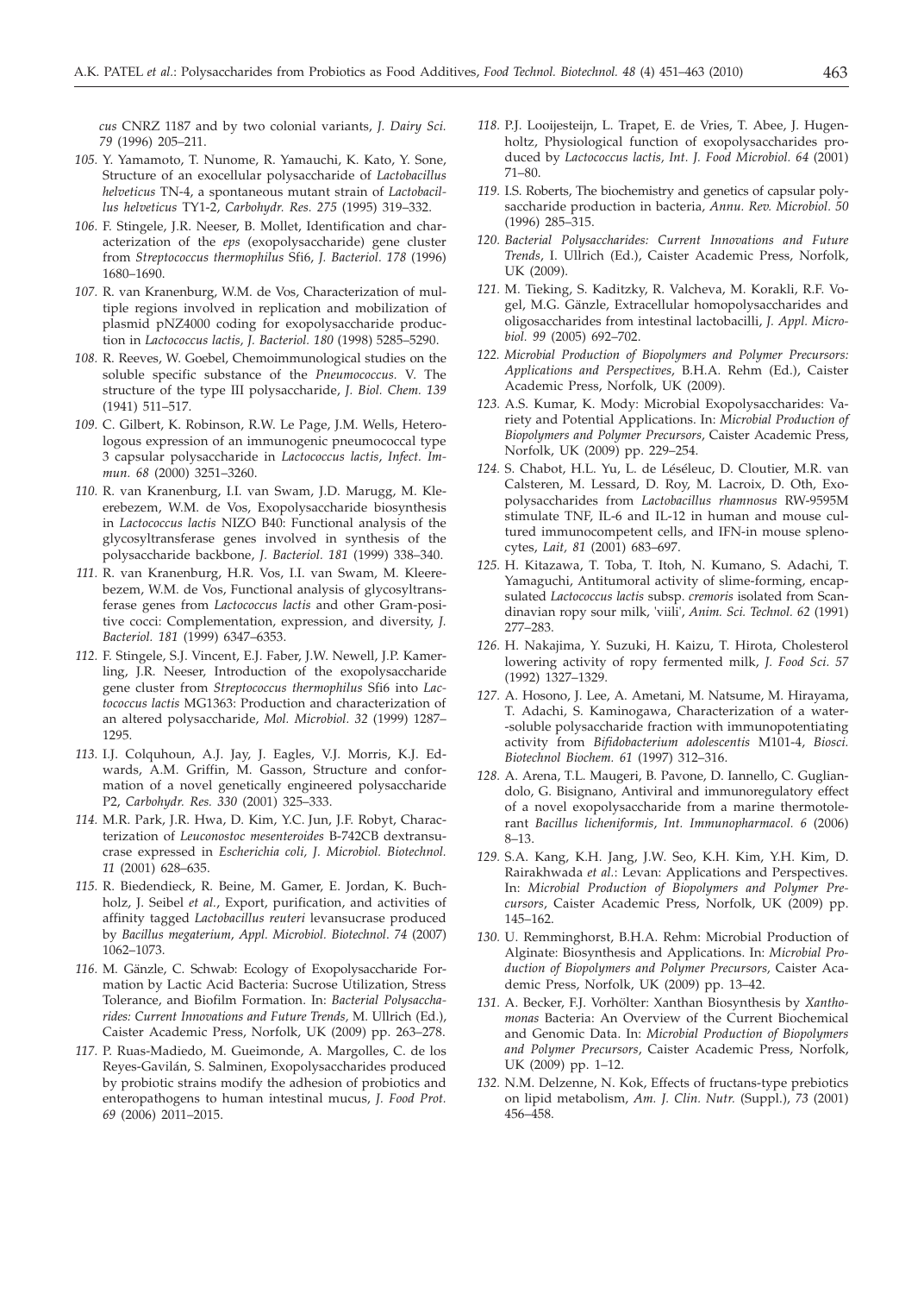*cus* CNRZ 1187 and by two colonial variants, *J. Dairy Sci. 79* (1996) 205–211.

*105.* Y. Yamamoto, T. Nunome, R. Yamauchi, K. Kato, Y. Sone, Structure of an exocellular polysaccharide of *Lactobacillus helveticus* TN-4, a spontaneous mutant strain of *Lactobacillus helveticus* TY1-2, *Carbohydr. Res. 275* (1995) 319–332.

*106.* F. Stingele, J.R. Neeser, B. Mollet, Identification and characterization of the *eps* (exopolysaccharide) gene cluster from *Streptococcus thermophilus* Sfi6, *J. Bacteriol. 178* (1996) 1680–1690.

*107.* R. van Kranenburg, W.M. de Vos, Characterization of multiple regions involved in replication and mobilization of plasmid pNZ4000 coding for exopolysaccharide production in *Lactococcus lactis, J. Bacteriol. 180* (1998) 5285–5290.

*108.* R. Reeves, W. Goebel, Chemoimmunological studies on the soluble specific substance of the *Pneumococcus.* V. The structure of the type III polysaccharide, *J. Biol. Chem. 139* (1941) 511–517.

*109.* C. Gilbert, K. Robinson, R.W. Le Page, J.M. Wells, Heterologous expression of an immunogenic pneumococcal type 3 capsular polysaccharide in *Lactococcus lactis*, *Infect. Immun. 68* (2000) 3251–3260.

*110.* R. van Kranenburg, I.I. van Swam, J.D. Marugg, M. Kleerebezem, W.M. de Vos, Exopolysaccharide biosynthesis in *Lactococcus lactis* NIZO B40: Functional analysis of the glycosyltransferase genes involved in synthesis of the polysaccharide backbone, *J. Bacteriol. 181* (1999) 338–340.

*111.* R. van Kranenburg, H.R. Vos, I.I. van Swam, M. Kleerebezem, W.M. de Vos, Functional analysis of glycosyltransferase genes from *Lactococcus lactis* and other Gram-positive cocci: Complementation, expression, and diversity, *J. Bacteriol. 181* (1999) 6347–6353.

*112.* F. Stingele, S.J. Vincent, E.J. Faber, J.W. Newell, J.P. Kamerling, J.R. Neeser, Introduction of the exopolysaccharide gene cluster from *Streptococcus thermophilus* Sfi6 into *Lactococcus lactis* MG1363: Production and characterization of an altered polysaccharide, *Mol. Microbiol. 32* (1999) 1287–1295.

*113.* I.J. Colquhoun, A.J. Jay, J. Eagles, V.J. Morris, K.J. Edwards, A.M. Griffin, M. Gasson, Structure and conformation of a novel genetically engineered polysaccharide P2, *Carbohydr. Res. 330* (2001) 325–333.

*114.* M.R. Park, J.R. Hwa, D. Kim, Y.C. Jun, J.F. Robyt, Characterization of *Leuconostoc mesenteroides* B-742CB dextransucrase expressed in *Escherichia coli, J. Microbiol. Biotechnol. 11* (2001) 628–635.

*115.* R. Biedendieck, R. Beine, M. Gamer, E. Jordan, K. Buchholz, J. Seibel *et al.*, Export, purification, and activities of affinity tagged *Lactobacillus reuteri* levansucrase produced by *Bacillus megaterium*, *Appl. Microbiol. Biotechnol. 74* (2007) 1062–1073.

*116.* M. Gänzle, C. Schwab: Ecology of Exopolysaccharide Formation by Lactic Acid Bacteria: Sucrose Utilization, Stress Tolerance, and Biofilm Formation. In: *Bacterial Polysaccharides: Current Innovations and Future Trends,* M. Ullrich (Ed.), Caister Academic Press, Norfolk, UK (2009) pp. 263–278.

*117.* P. Ruas-Madiedo, M. Gueimonde, A. Margolles, C. de los Reyes-Gavilán, S. Salminen, Exopolysaccharides produced by probiotic strains modify the adhesion of probiotics and enteropathogens to human intestinal mucus, *J. Food Prot. 69* (2006) 2011–2015.

*118.* P.J. Looijesteijn, L. Trapet, E. de Vries, T. Abee, J. Hugenholtz, Physiological function of exopolysaccharides produced by *Lactococcus lactis*, *Int. J. Food Microbiol. 64* (2001) 71–80.

*119.* I.S. Roberts, The biochemistry and genetics of capsular polysaccharide production in bacteria, *Annu. Rev. Microbiol. 50* (1996) 285–315.

*120.* *Bacterial Polysaccharides: Current Innovations and Future Trends*, I. Ullrich (Ed.), Caister Academic Press, Norfolk, UK (2009).

*121.* M. Tieking, S. Kaditzky, R. Valcheva, M. Korakli, R.F. Vogel, M.G. Gänzle, Extracellular homopolysaccharides and oligosaccharides from intestinal lactobacilli, *J. Appl. Microbiol. 99* (2005) 692–702.

*122.* *Microbial Production of Biopolymers and Polymer Precursors: Applications and Perspectives*, B.H.A. Rehm (Ed.), Caister Academic Press, Norfolk, UK (2009).

*123.* A.S. Kumar, K. Mody: Microbial Exopolysaccharides: Variety and Potential Applications. In: *Microbial Production of Biopolymers and Polymer Precursors*, Caister Academic Press, Norfolk, UK (2009) pp. 229–254.

*124.* S. Chabot, H.L. Yu, L. de Léséleuc, D. Cloutier, M.R. van Calsteren, M. Lessard, D. Roy, M. Lacroix, D. Oth, Exopolysaccharides from *Lactobacillus rhamnosus* RW-9595M stimulate TNF, IL-6 and IL-12 in human and mouse cultured immunocompetent cells, and IFN-in mouse splenocytes, *Lait, 81* (2001) 683–697.

*125.* H. Kitazawa, T. Toba, T. Itoh, N. Kumano, S. Adachi, T. Yamaguchi, Antitumoral activity of slime-forming, encapsulated *Lactococcus lactis* subsp. *cremoris* isolated from Scandinavian ropy sour milk, 'viili', *Anim. Sci. Technol. 62* (1991) 277–283.

*126.* H. Nakajima, Y. Suzuki, H. Kaizu, T. Hirota, Cholesterol lowering activity of ropy fermented milk, *J. Food Sci. 57* (1992) 1327–1329.

*127.* A. Hosono, J. Lee, A. Ametani, M. Natsume, M. Hirayama, T. Adachi, S. Kaminogawa, Characterization of a water--soluble polysaccharide fraction with immunopotentiating activity from *Bifidobacterium adolescentis* M101-4, *Biosci. Biotechnol Biochem. 61* (1997) 312–316.

*128.* A. Arena, T.L. Maugeri, B. Pavone, D. Iannello, C. Gugliandolo, G. Bisignano, Antiviral and immunoregulatory effect of a novel exopolysaccharide from a marine thermotolerant *Bacillus licheniformis*, *Int. Immunopharmacol. 6* (2006) 8–13.

*129.* S.A. Kang, K.H. Jang, J.W. Seo, K.H. Kim, Y.H. Kim, D. Rairakhwada *et al.*: Levan: Applications and Perspectives. In: *Microbial Production of Biopolymers and Polymer Precursors*, Caister Academic Press, Norfolk, UK (2009) pp. 145–162.

*130.* U. Remminghorst, B.H.A. Rehm: Microbial Production of Alginate: Biosynthesis and Applications. In: *Microbial Production of Biopolymers and Polymer Precursors,* Caister Academic Press, Norfolk, UK (2009) pp. 13–42.

*131.* A. Becker, F.J. Vorhölter: Xanthan Biosynthesis by *Xanthomonas* Bacteria: An Overview of the Current Biochemical and Genomic Data. In: *Microbial Production of Biopolymers and Polymer Precursors*, Caister Academic Press, Norfolk, UK (2009) pp. 1–12.

*132.* N.M. Delzenne, N. Kok, Effects of fructans-type prebiotics on lipid metabolism, *Am. J. Clin. Nutr.* (Suppl.), *73* (2001) 456–458.